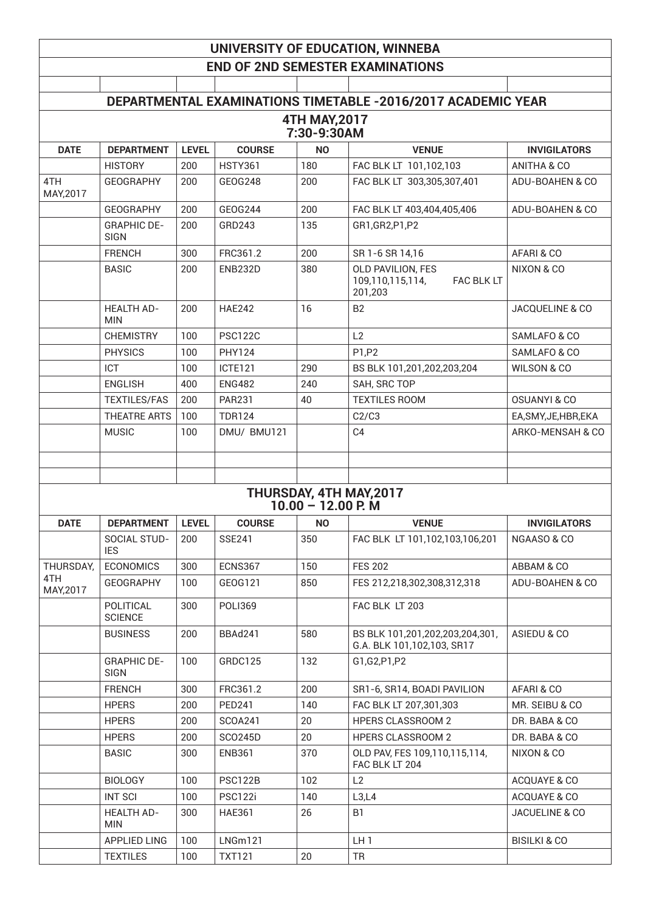# UNIVERSITY OF EDUCATION, WINNEBA

## END OF 2ND SEMESTER EXAMINATIONS

## DEPARTMENTAL EXAMINATIONS TIMETABLE -2016/2017 ACADEMIC YEAR

### 4TH MAY,2017
### 7:30-9:30AM

| DATE | DEPARTMENT | LEVEL | COURSE | NO | VENUE | INVIGILATORS |
|---|---|---|---|---|---|---|
| | HISTORY | 200 | HSTY361 | 180 | FAC BLK LT 101,102,103 | ANITHA & CO |
| 4TH MAY,2017 | GEOGRAPHY | 200 | GEOG248 | 200 | FAC BLK LT 303,305,307,401 | ADU-BOAHEN & CO |
| | GEOGRAPHY | 200 | GEOG244 | 200 | FAC BLK LT 403,404,405,406 | ADU-BOAHEN & CO |
| | GRAPHIC DESIGN | 200 | GRD243 | 135 | GR1,GR2,P1,P2 | |
| | FRENCH | 300 | FRC361.2 | 200 | SR 1-6 SR 14,16 | AFARI & CO |
| | BASIC | 200 | ENB232D | 380 | OLD PAVILION, FES 109,110,115,114, FAC BLK LT 201,203 | NIXON & CO |
| | HEALTH ADMIN | 200 | HAE242 | 16 | B2 | JACQUELINE & CO |
| | CHEMISTRY | 100 | PSC122C | | L2 | SAMLAFO & CO |
| | PHYSICS | 100 | PHY124 | | P1,P2 | SAMLAFO & CO |
| | ICT | 100 | ICTE121 | 290 | BS BLK 101,201,202,203,204 | WILSON & CO |
| | ENGLISH | 400 | ENG482 | 240 | SAH, SRC TOP | |
| | TEXTILES/FAS | 200 | PAR231 | 40 | TEXTILES ROOM | OSUANYI & CO |
| | THEATRE ARTS | 100 | TDR124 | | C2/C3 | EA,SMY,JE,HBR,EKA |
| | MUSIC | 100 | DMU/ BMU121 | | C4 | ARKO-MENSAH & CO |

### THURSDAY, 4TH MAY,2017
### 10.00 – 12.00 P. M

| DATE | DEPARTMENT | LEVEL | COURSE | NO | VENUE | INVIGILATORS |
|---|---|---|---|---|---|---|
| | SOCIAL STUDIES | 200 | SSE241 | 350 | FAC BLK LT 101,102,103,106,201 | NGAASO & CO |
| THURSDAY, 4TH MAY,2017 | ECONOMICS | 300 | ECNS367 | 150 | FES 202 | ABBAM & CO |
| | GEOGRAPHY | 100 | GEOG121 | 850 | FES 212,218,302,308,312,318 | ADU-BOAHEN & CO |
| | POLITICAL SCIENCE | 300 | POLI369 | | FAC BLK LT 203 | |
| | BUSINESS | 200 | BBAd241 | 580 | BS BLK 101,201,202,203,204,301, G.A. BLK 101,102,103, SR17 | ASIEDU & CO |
| | GRAPHIC DESIGN | 100 | GRDC125 | 132 | G1,G2,P1,P2 | |
| | FRENCH | 300 | FRC361.2 | 200 | SR1-6, SR14, BOADI PAVILION | AFARI & CO |
| | HPERS | 200 | PED241 | 140 | FAC BLK LT 207,301,303 | MR. SEIBU & CO |
| | HPERS | 200 | SCOA241 | 20 | HPERS CLASSROOM 2 | DR. BABA & CO |
| | HPERS | 200 | SCO245D | 20 | HPERS CLASSROOM 2 | DR. BABA & CO |
| | BASIC | 300 | ENB361 | 370 | OLD PAV, FES 109,110,115,114, FAC BLK LT 204 | NIXON & CO |
| | BIOLOGY | 100 | PSC122B | 102 | L2 | ACQUAYE & CO |
| | INT SCI | 100 | PSC122i | 140 | L3,L4 | ACQUAYE & CO |
| | HEALTH ADMIN | 300 | HAE361 | 26 | B1 | JACUELINE & CO |
| | APPLIED LING | 100 | LNGm121 | | LH 1 | BISILKI & CO |
| | TEXTILES | 100 | TXT121 | 20 | TR | |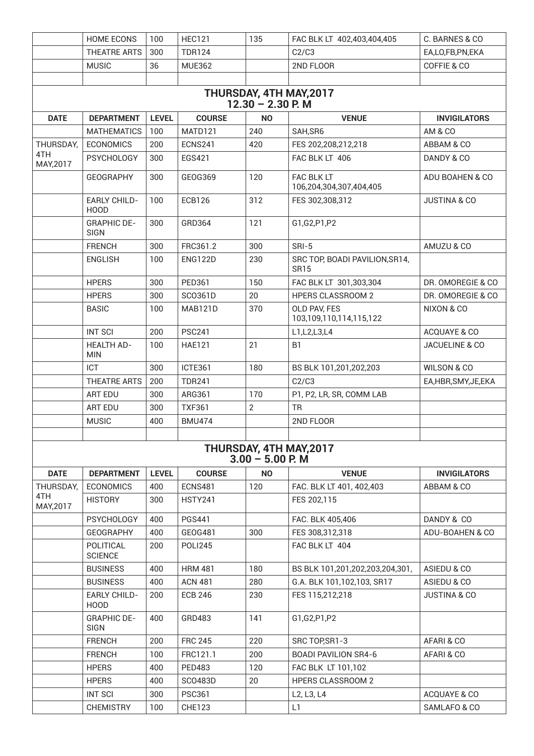| | HOME ECONS | 100 | HEC121 | 135 | FAC BLK LT 402,403,404,405 | C. BARNES & CO |
|---|---|---|---|---|---|---|
| | THEATRE ARTS | 300 | TDR124 | | C2/C3 | EA,LO,FB,PN,EKA |
| | MUSIC | 36 | MUE362 | | 2ND FLOOR | COFFIE & CO |
| | | | | | | |

## THURSDAY, 4TH MAY,2017
## 12.30 – 2.30 P. M

| DATE | DEPARTMENT | LEVEL | COURSE | NO | VENUE | INVIGILATORS |
|---|---|---|---|---|---|---|
| | MATHEMATICS | 100 | MATD121 | 240 | SAH,SR6 | AM & CO |
| THURSDAY, 4TH MAY,2017 | ECONOMICS | 200 | ECNS241 | 420 | FES 202,208,212,218 | ABBAM & CO |
| | PSYCHOLOGY | 300 | EGS421 | | FAC BLK LT 406 | DANDY & CO |
| | GEOGRAPHY | 300 | GEOG369 | 120 | FAC BLK LT 106,204,304,307,404,405 | ADU BOAHEN & CO |
| | EARLY CHILD-HOOD | 100 | ECB126 | 312 | FES 302,308,312 | JUSTINA & CO |
| | GRAPHIC DE-SIGN | 300 | GRD364 | 121 | G1,G2,P1,P2 | |
| | FRENCH | 300 | FRC361.2 | 300 | SRI-5 | AMUZU & CO |
| | ENGLISH | 100 | ENG122D | 230 | SRC TOP, BOADI PAVILION,SR14, SR15 | |
| | HPERS | 300 | PED361 | 150 | FAC BLK LT 301,303,304 | DR. OMOREGIE & CO |
| | HPERS | 300 | SCO361D | 20 | HPERS CLASSROOM 2 | DR. OMOREGIE & CO |
| | BASIC | 100 | MAB121D | 370 | OLD PAV, FES 103,109,110,114,115,122 | NIXON & CO |
| | INT SCI | 200 | PSC241 | | L1,L2,L3,L4 | ACQUAYE & CO |
| | HEALTH AD-MIN | 100 | HAE121 | 21 | B1 | JACUELINE & CO |
| | ICT | 300 | ICTE361 | 180 | BS BLK 101,201,202,203 | WILSON & CO |
| | THEATRE ARTS | 200 | TDR241 | | C2/C3 | EA,HBR,SMY,JE,EKA |
| | ART EDU | 300 | ARG361 | 170 | P1, P2, LR, SR, COMM LAB | |
| | ART EDU | 300 | TXF361 | 2 | TR | |
| | MUSIC | 400 | BMU474 | | 2ND FLOOR | |
| | | | | | | |

## THURSDAY, 4TH MAY,2017
## 3.00 – 5.00 P. M

| DATE | DEPARTMENT | LEVEL | COURSE | NO | VENUE | INVIGILATORS |
|---|---|---|---|---|---|---|
| THURSDAY, 4TH MAY,2017 | ECONOMICS | 400 | ECNS481 | 120 | FAC. BLK LT 401, 402,403 | ABBAM & CO |
| | HISTORY | 300 | HSTY241 | | FES 202,115 | |
| | PSYCHOLOGY | 400 | PGS441 | | FAC. BLK 405,406 | DANDY & CO |
| | GEOGRAPHY | 400 | GEOG481 | 300 | FES 308,312,318 | ADU-BOAHEN & CO |
| | POLITICAL SCIENCE | 200 | POLI245 | | FAC BLK LT 404 | |
| | BUSINESS | 400 | HRM 481 | 180 | BS BLK 101,201,202,203,204,301, | ASIEDU & CO |
| | BUSINESS | 400 | ACN 481 | 280 | G.A. BLK 101,102,103, SR17 | ASIEDU & CO |
| | EARLY CHILD-HOOD | 200 | ECB 246 | 230 | FES 115,212,218 | JUSTINA & CO |
| | GRAPHIC DE-SIGN | 400 | GRD483 | 141 | G1,G2,P1,P2 | |
| | FRENCH | 200 | FRC 245 | 220 | SRC TOP,SR1-3 | AFARI & CO |
| | FRENCH | 100 | FRC121.1 | 200 | BOADI PAVILION SR4-6 | AFARI & CO |
| | HPERS | 400 | PED483 | 120 | FAC BLK LT 101,102 | |
| | HPERS | 400 | SCO483D | 20 | HPERS CLASSROOM 2 | |
| | INT SCI | 300 | PSC361 | | L2, L3, L4 | ACQUAYE & CO |
| | CHEMISTRY | 100 | CHE123 | | L1 | SAMLAFO & CO |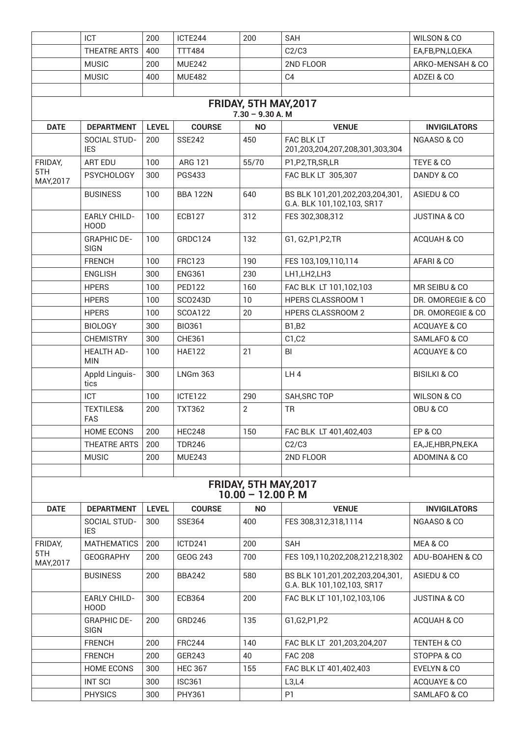|  | ICT | 200 | ICTE244 | 200 | SAH | WILSON & CO |
|---|---|---|---|---|---|---|
|  | THEATRE ARTS | 400 | TTT484 |  | C2/C3 | EA,FB,PN,LO,EKA |
|  | MUSIC | 200 | MUE242 |  | 2ND FLOOR | ARKO-MENSAH & CO |
|  | MUSIC | 400 | MUE482 |  | C4 | ADZEI & CO |
|  |  |  |  |  |  |  |

## FRIDAY, 5TH MAY,2017

7.30 – 9.30 A. M

| DATE | DEPARTMENT | LEVEL | COURSE | NO | VENUE | INVIGILATORS |
|---|---|---|---|---|---|---|
|  | SOCIAL STUDIES | 200 | SSE242 | 450 | FAC BLK LT 201,203,204,207,208,301,303,304 | NGAASO & CO |
| FRIDAY, 5TH MAY,2017 | ART EDU | 100 | ARG 121 | 55/70 | P1,P2,TR,SR,LR | TEYE & CO |
|  | PSYCHOLOGY | 300 | PGS433 |  | FAC BLK LT 305,307 | DANDY & CO |
|  | BUSINESS | 100 | BBA 122N | 640 | BS BLK 101,201,202,203,204,301, G.A. BLK 101,102,103, SR17 | ASIEDU & CO |
|  | EARLY CHILDHOOD | 100 | ECB127 | 312 | FES 302,308,312 | JUSTINA & CO |
|  | GRAPHIC DESIGN | 100 | GRDC124 | 132 | G1, G2,P1,P2,TR | ACQUAH & CO |
|  | FRENCH | 100 | FRC123 | 190 | FES 103,109,110,114 | AFARI & CO |
|  | ENGLISH | 300 | ENG361 | 230 | LH1,LH2,LH3 |  |
|  | HPERS | 100 | PED122 | 160 | FAC BLK LT 101,102,103 | MR SEIBU & CO |
|  | HPERS | 100 | SCO243D | 10 | HPERS CLASSROOM 1 | DR. OMOREGIE & CO |
|  | HPERS | 100 | SCOA122 | 20 | HPERS CLASSROOM 2 | DR. OMOREGIE & CO |
|  | BIOLOGY | 300 | BIO361 |  | B1,B2 | ACQUAYE & CO |
|  | CHEMISTRY | 300 | CHE361 |  | C1,C2 | SAMLAFO & CO |
|  | HEALTH ADMIN | 100 | HAE122 | 21 | BI | ACQUAYE & CO |
|  | Appld Linguistics | 300 | LNGm 363 |  | LH 4 | BISILKI & CO |
|  | ICT | 100 | ICTE122 | 290 | SAH,SRC TOP | WILSON & CO |
|  | TEXTILES& FAS | 200 | TXT362 | 2 | TR | OBU & CO |
|  | HOME ECONS | 200 | HEC248 | 150 | FAC BLK LT 401,402,403 | EP & CO |
|  | THEATRE ARTS | 200 | TDR246 |  | C2/C3 | EA,JE,HBR,PN,EKA |
|  | MUSIC | 200 | MUE243 |  | 2ND FLOOR | ADOMINA & CO |
|  |  |  |  |  |  |  |

## FRIDAY, 5TH MAY,2017

10.00 – 12.00 P. M

| DATE | DEPARTMENT | LEVEL | COURSE | NO | VENUE | INVIGILATORS |
|---|---|---|---|---|---|---|
|  | SOCIAL STUDIES | 300 | SSE364 | 400 | FES 308,312,318,1114 | NGAASO & CO |
| FRIDAY, 5TH MAY,2017 | MATHEMATICS | 200 | ICTD241 | 200 | SAH | MEA & CO |
|  | GEOGRAPHY | 200 | GEOG 243 | 700 | FES 109,110,202,208,212,218,302 | ADU-BOAHEN & CO |
|  | BUSINESS | 200 | BBA242 | 580 | BS BLK 101,201,202,203,204,301, G.A. BLK 101,102,103, SR17 | ASIEDU & CO |
|  | EARLY CHILDHOOD | 300 | ECB364 | 200 | FAC BLK LT 101,102,103,106 | JUSTINA & CO |
|  | GRAPHIC DESIGN | 200 | GRD246 | 135 | G1,G2,P1,P2 | ACQUAH & CO |
|  | FRENCH | 200 | FRC244 | 140 | FAC BLK LT 201,203,204,207 | TENTEH & CO |
|  | FRENCH | 200 | GER243 | 40 | FAC 208 | STOPPA & CO |
|  | HOME ECONS | 300 | HEC 367 | 155 | FAC BLK LT 401,402,403 | EVELYN & CO |
|  | INT SCI | 300 | ISC361 |  | L3,L4 | ACQUAYE & CO |
|  | PHYSICS | 300 | PHY361 |  | P1 | SAMLAFO & CO |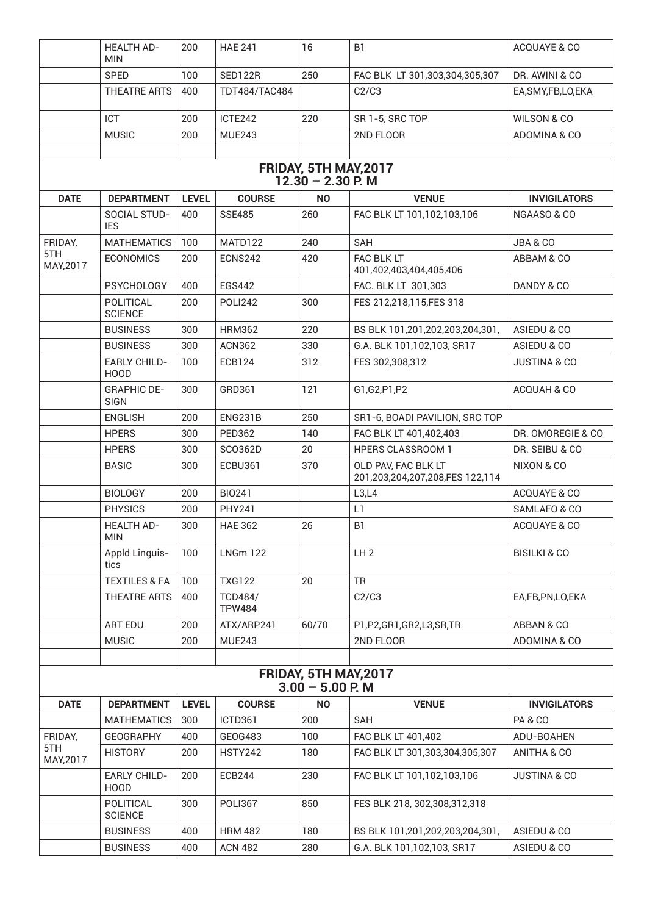| DATE | DEPARTMENT | LEVEL | COURSE | NO | VENUE | INVIGILATORS |
|---|---|---|---|---|---|---|
| | HEALTH ADMIN | 200 | HAE 241 | 16 | B1 | ACQUAYE & CO |
| | SPED | 100 | SED122R | 250 | FAC BLK LT 301,303,304,305,307 | DR. AWINI & CO |
| | THEATRE ARTS | 400 | TDT484/TAC484 | | C2/C3 | EA,SMY,FB,LO,EKA |
| | ICT | 200 | ICTE242 | 220 | SR 1-5, SRC TOP | WILSON & CO |
| | MUSIC | 200 | MUE243 | | 2ND FLOOR | ADOMINA & CO |
| | | | | | | |

## FRIDAY, 5TH MAY,2017
## 12.30 – 2.30 P. M

| DATE | DEPARTMENT | LEVEL | COURSE | NO | VENUE | INVIGILATORS |
|---|---|---|---|---|---|---|
| | SOCIAL STUDIES | 400 | SSE485 | 260 | FAC BLK LT 101,102,103,106 | NGAASO & CO |
| FRIDAY, 5TH MAY,2017 | MATHEMATICS | 100 | MATD122 | 240 | SAH | JBA & CO |
| | ECONOMICS | 200 | ECNS242 | 420 | FAC BLK LT 401,402,403,404,405,406 | ABBAM & CO |
| | PSYCHOLOGY | 400 | EGS442 | | FAC. BLK LT 301,303 | DANDY & CO |
| | POLITICAL SCIENCE | 200 | POLI242 | 300 | FES 212,218,115,FES 318 | |
| | BUSINESS | 300 | HRM362 | 220 | BS BLK 101,201,202,203,204,301, | ASIEDU & CO |
| | BUSINESS | 300 | ACN362 | 330 | G.A. BLK 101,102,103, SR17 | ASIEDU & CO |
| | EARLY CHILDHOOD | 100 | ECB124 | 312 | FES 302,308,312 | JUSTINA & CO |
| | GRAPHIC DESIGN | 300 | GRD361 | 121 | G1,G2,P1,P2 | ACQUAH & CO |
| | ENGLISH | 200 | ENG231B | 250 | SR1-6, BOADI PAVILION, SRC TOP | |
| | HPERS | 300 | PED362 | 140 | FAC BLK LT 401,402,403 | DR. OMOREGIE & CO |
| | HPERS | 300 | SCO362D | 20 | HPERS CLASSROOM 1 | DR. SEIBU & CO |
| | BASIC | 300 | ECBU361 | 370 | OLD PAV, FAC BLK LT 201,203,204,207,208,FES 122,114 | NIXON & CO |
| | BIOLOGY | 200 | BIO241 | | L3,L4 | ACQUAYE & CO |
| | PHYSICS | 200 | PHY241 | | L1 | SAMLAFO & CO |
| | HEALTH ADMIN | 300 | HAE 362 | 26 | B1 | ACQUAYE & CO |
| | Appld Linguistics | 100 | LNGm 122 | | LH 2 | BISILKI & CO |
| | TEXTILES & FA | 100 | TXG122 | 20 | TR | |
| | THEATRE ARTS | 400 | TCD484/ TPW484 | | C2/C3 | EA,FB,PN,LO,EKA |
| | ART EDU | 200 | ATX/ARP241 | 60/70 | P1,P2,GR1,GR2,L3,SR,TR | ABBAN & CO |
| | MUSIC | 200 | MUE243 | | 2ND FLOOR | ADOMINA & CO |
| | | | | | | |

## FRIDAY, 5TH MAY,2017
## 3.00 – 5.00 P. M

| DATE | DEPARTMENT | LEVEL | COURSE | NO | VENUE | INVIGILATORS |
|---|---|---|---|---|---|---|
| | MATHEMATICS | 300 | ICTD361 | 200 | SAH | PA & CO |
| FRIDAY, 5TH MAY,2017 | GEOGRAPHY | 400 | GEOG483 | 100 | FAC BLK LT 401,402 | ADU-BOAHEN |
| | HISTORY | 200 | HSTY242 | 180 | FAC BLK LT 301,303,304,305,307 | ANITHA & CO |
| | EARLY CHILDHOOD | 200 | ECB244 | 230 | FAC BLK LT 101,102,103,106 | JUSTINA & CO |
| | POLITICAL SCIENCE | 300 | POLI367 | 850 | FES BLK 218, 302,308,312,318 | |
| | BUSINESS | 400 | HRM 482 | 180 | BS BLK 101,201,202,203,204,301, | ASIEDU & CO |
| | BUSINESS | 400 | ACN 482 | 280 | G.A. BLK 101,102,103, SR17 | ASIEDU & CO |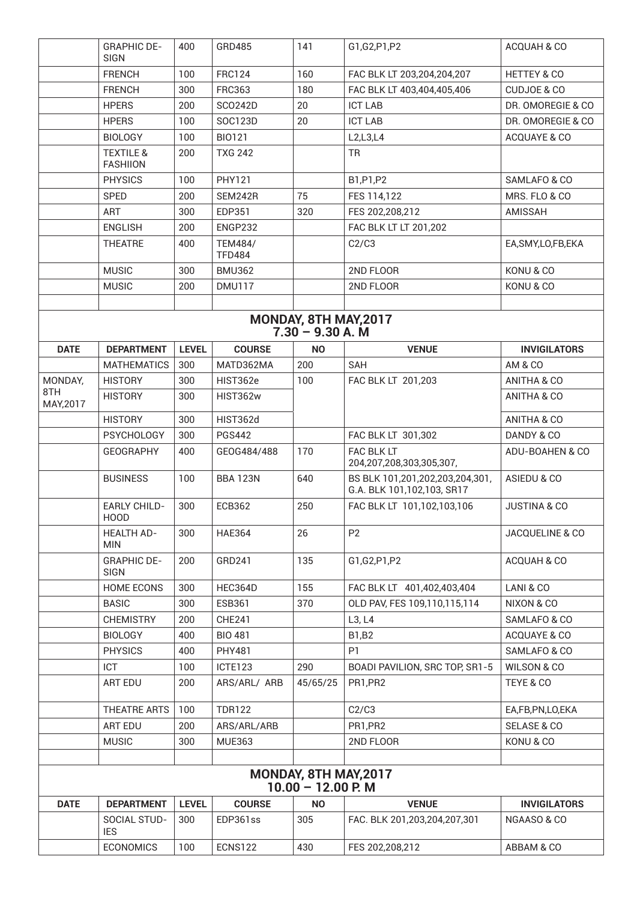| | GRAPHIC DESIGN | 400 | GRD485 | 141 | G1,G2,P1,P2 | ACQUAH & CO |
|---|---|---|---|---|---|---|
| | FRENCH | 100 | FRC124 | 160 | FAC BLK LT 203,204,204,207 | HETTEY & CO |
| | FRENCH | 300 | FRC363 | 180 | FAC BLK LT 403,404,405,406 | CUDJOE & CO |
| | HPERS | 200 | SCO242D | 20 | ICT LAB | DR. OMOREGIE & CO |
| | HPERS | 100 | SOC123D | 20 | ICT LAB | DR. OMOREGIE & CO |
| | BIOLOGY | 100 | BIO121 | | L2,L3,L4 | ACQUAYE & CO |
| | TEXTILE & FASHIION | 200 | TXG 242 | | TR | |
| | PHYSICS | 100 | PHY121 | | B1,P1,P2 | SAMLAFO & CO |
| | SPED | 200 | SEM242R | 75 | FES 114,122 | MRS. FLO & CO |
| | ART | 300 | EDP351 | 320 | FES 202,208,212 | AMISSAH |
| | ENGLISH | 200 | ENGP232 | | FAC BLK LT LT 201,202 | |
| | THEATRE | 400 | TEM484/ TFD484 | | C2/C3 | EA,SMY,LO,FB,EKA |
| | MUSIC | 300 | BMU362 | | 2ND FLOOR | KONU & CO |
| | MUSIC | 200 | DMU117 | | 2ND FLOOR | KONU & CO |
| | | | | | | |

## MONDAY, 8TH MAY,2017
## 7.30 – 9.30 A. M

| DATE | DEPARTMENT | LEVEL | COURSE | NO | VENUE | INVIGILATORS |
|---|---|---|---|---|---|---|
| | MATHEMATICS | 300 | MATD362MA | 200 | SAH | AM & CO |
| MONDAY, 8TH MAY,2017 | HISTORY | 300 | HIST362e | 100 | FAC BLK LT 201,203 | ANITHA & CO |
| | HISTORY | 300 | HIST362w | | | ANITHA & CO |
| | HISTORY | 300 | HIST362d | | | ANITHA & CO |
| | PSYCHOLOGY | 300 | PGS442 | | FAC BLK LT 301,302 | DANDY & CO |
| | GEOGRAPHY | 400 | GEOG484/488 | 170 | FAC BLK LT 204,207,208,303,305,307, | ADU-BOAHEN & CO |
| | BUSINESS | 100 | BBA 123N | 640 | BS BLK 101,201,202,203,204,301, G.A. BLK 101,102,103, SR17 | ASIEDU & CO |
| | EARLY CHILDHOOD | 300 | ECB362 | 250 | FAC BLK LT 101,102,103,106 | JUSTINA & CO |
| | HEALTH ADMIN | 300 | HAE364 | 26 | P2 | JACQUELINE & CO |
| | GRAPHIC DESIGN | 200 | GRD241 | 135 | G1,G2,P1,P2 | ACQUAH & CO |
| | HOME ECONS | 300 | HEC364D | 155 | FAC BLK LT 401,402,403,404 | LANI & CO |
| | BASIC | 300 | ESB361 | 370 | OLD PAV, FES 109,110,115,114 | NIXON & CO |
| | CHEMISTRY | 200 | CHE241 | | L3, L4 | SAMLAFO & CO |
| | BIOLOGY | 400 | BIO 481 | | B1,B2 | ACQUAYE & CO |
| | PHYSICS | 400 | PHY481 | | P1 | SAMLAFO & CO |
| | ICT | 100 | ICTE123 | 290 | BOADI PAVILION, SRC TOP, SR1-5 | WILSON & CO |
| | ART EDU | 200 | ARS/ARL/ ARB | 45/65/25 | PR1,PR2 | TEYE & CO |
| | THEATRE ARTS | 100 | TDR122 | | C2/C3 | EA,FB,PN,LO,EKA |
| | ART EDU | 200 | ARS/ARL/ARB | | PR1,PR2 | SELASE & CO |
| | MUSIC | 300 | MUE363 | | 2ND FLOOR | KONU & CO |
| | | | | | | |

## MONDAY, 8TH MAY,2017
## 10.00 – 12.00 P. M

| DATE | DEPARTMENT | LEVEL | COURSE | NO | VENUE | INVIGILATORS |
|---|---|---|---|---|---|---|
| | SOCIAL STUDIES | 300 | EDP361ss | 305 | FAC. BLK 201,203,204,207,301 | NGAASO & CO |
| | ECONOMICS | 100 | ECNS122 | 430 | FES 202,208,212 | ABBAM & CO |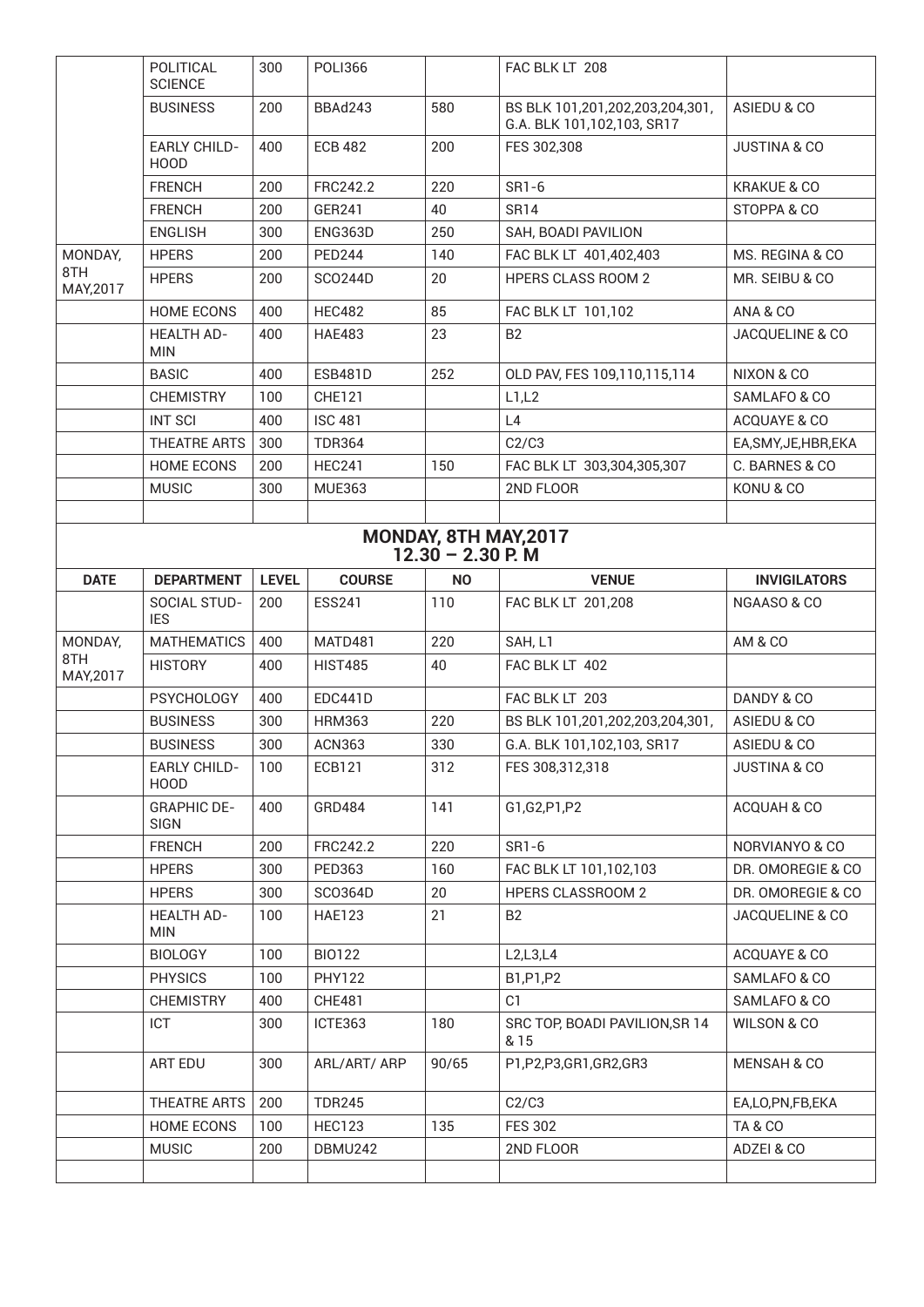| | | | | | | |
|---|---|---|---|---|---|---|
| | POLITICAL SCIENCE | 300 | POLI366 | | FAC BLK LT 208 | |
| | BUSINESS | 200 | BBAd243 | 580 | BS BLK 101,201,202,203,204,301, G.A. BLK 101,102,103, SR17 | ASIEDU & CO |
| | EARLY CHILD-HOOD | 400 | ECB 482 | 200 | FES 302,308 | JUSTINA & CO |
| | FRENCH | 200 | FRC242.2 | 220 | SR1-6 | KRAKUE & CO |
| | FRENCH | 200 | GER241 | 40 | SR14 | STOPPA & CO |
| | ENGLISH | 300 | ENG363D | 250 | SAH, BOADI PAVILION | |
| MONDAY, 8TH MAY,2017 | HPERS | 200 | PED244 | 140 | FAC BLK LT 401,402,403 | MS. REGINA & CO |
| | HPERS | 200 | SCO244D | 20 | HPERS CLASS ROOM 2 | MR. SEIBU & CO |
| | HOME ECONS | 400 | HEC482 | 85 | FAC BLK LT 101,102 | ANA & CO |
| | HEALTH AD-MIN | 400 | HAE483 | 23 | B2 | JACQUELINE & CO |
| | BASIC | 400 | ESB481D | 252 | OLD PAV, FES 109,110,115,114 | NIXON & CO |
| | CHEMISTRY | 100 | CHE121 | | L1,L2 | SAMLAFO & CO |
| | INT SCI | 400 | ISC 481 | | L4 | ACQUAYE & CO |
| | THEATRE ARTS | 300 | TDR364 | | C2/C3 | EA,SMY,JE,HBR,EKA |
| | HOME ECONS | 200 | HEC241 | 150 | FAC BLK LT 303,304,305,307 | C. BARNES & CO |
| | MUSIC | 300 | MUE363 | | 2ND FLOOR | KONU & CO |
| | | | | | | |

## MONDAY, 8TH MAY,2017
## 12.30 – 2.30 P. M

| DATE | DEPARTMENT | LEVEL | COURSE | NO | VENUE | INVIGILATORS |
|---|---|---|---|---|---|---|
| | SOCIAL STUD-IES | 200 | ESS241 | 110 | FAC BLK LT 201,208 | NGAASO & CO |
| MONDAY, 8TH MAY,2017 | MATHEMATICS | 400 | MATD481 | 220 | SAH, L1 | AM & CO |
| | HISTORY | 400 | HIST485 | 40 | FAC BLK LT 402 | |
| | PSYCHOLOGY | 400 | EDC441D | | FAC BLK LT 203 | DANDY & CO |
| | BUSINESS | 300 | HRM363 | 220 | BS BLK 101,201,202,203,204,301, | ASIEDU & CO |
| | BUSINESS | 300 | ACN363 | 330 | G.A. BLK 101,102,103, SR17 | ASIEDU & CO |
| | EARLY CHILD-HOOD | 100 | ECB121 | 312 | FES 308,312,318 | JUSTINA & CO |
| | GRAPHIC DE-SIGN | 400 | GRD484 | 141 | G1,G2,P1,P2 | ACQUAH & CO |
| | FRENCH | 200 | FRC242.2 | 220 | SR1-6 | NORVIANYO & CO |
| | HPERS | 300 | PED363 | 160 | FAC BLK LT 101,102,103 | DR. OMOREGIE & CO |
| | HPERS | 300 | SCO364D | 20 | HPERS CLASSROOM 2 | DR. OMOREGIE & CO |
| | HEALTH AD-MIN | 100 | HAE123 | 21 | B2 | JACQUELINE & CO |
| | BIOLOGY | 100 | BIO122 | | L2,L3,L4 | ACQUAYE & CO |
| | PHYSICS | 100 | PHY122 | | B1,P1,P2 | SAMLAFO & CO |
| | CHEMISTRY | 400 | CHE481 | | C1 | SAMLAFO & CO |
| | ICT | 300 | ICTE363 | 180 | SRC TOP, BOADI PAVILION,SR 14 & 15 | WILSON & CO |
| | ART EDU | 300 | ARL/ART/ ARP | 90/65 | P1,P2,P3,GR1,GR2,GR3 | MENSAH & CO |
| | THEATRE ARTS | 200 | TDR245 | | C2/C3 | EA,LO,PN,FB,EKA |
| | HOME ECONS | 100 | HEC123 | 135 | FES 302 | TA & CO |
| | MUSIC | 200 | DBMU242 | | 2ND FLOOR | ADZEI & CO |
| | | | | | | |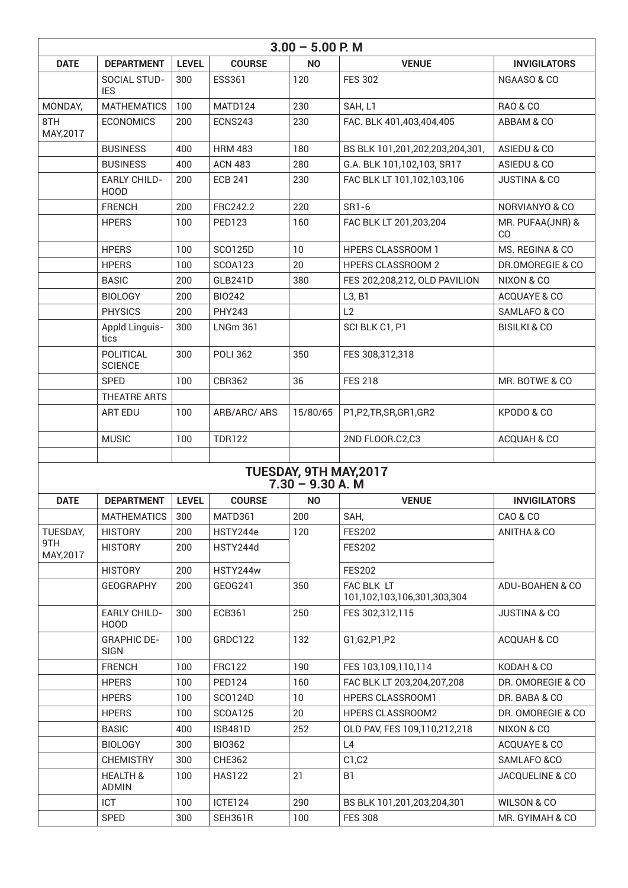## 3.00 – 5.00 P. M

| DATE | DEPARTMENT | LEVEL | COURSE | NO | VENUE | INVIGILATORS |
|---|---|---|---|---|---|---|
| | SOCIAL STUDIES | 300 | ESS361 | 120 | FES 302 | NGAASO & CO |
| MONDAY, | MATHEMATICS | 100 | MATD124 | 230 | SAH, L1 | RAO & CO |
| 8TH MAY,2017 | ECONOMICS | 200 | ECNS243 | 230 | FAC. BLK 401,403,404,405 | ABBAM & CO |
| | BUSINESS | 400 | HRM 483 | 180 | BS BLK 101,201,202,203,204,301, | ASIEDU & CO |
| | BUSINESS | 400 | ACN 483 | 280 | G.A. BLK 101,102,103, SR17 | ASIEDU & CO |
| | EARLY CHILDHOOD | 200 | ECB 241 | 230 | FAC BLK LT 101,102,103,106 | JUSTINA & CO |
| | FRENCH | 200 | FRC242.2 | 220 | SR1-6 | NORVIANYO & CO |
| | HPERS | 100 | PED123 | 160 | FAC BLK LT 201,203,204 | MR. PUFAA(JNR) & CO |
| | HPERS | 100 | SCO125D | 10 | HPERS CLASSROOM 1 | MS. REGINA & CO |
| | HPERS | 100 | SCOA123 | 20 | HPERS CLASSROOM 2 | DR.OMOREGIE & CO |
| | BASIC | 200 | GLB241D | 380 | FES 202,208,212, OLD PAVILION | NIXON & CO |
| | BIOLOGY | 200 | BIO242 | | L3, B1 | ACQUAYE & CO |
| | PHYSICS | 200 | PHY243 | | L2 | SAMLAFO & CO |
| | Appld Linguistics | 300 | LNGm 361 | | SCI BLK C1, P1 | BISILKI & CO |
| | POLITICAL SCIENCE | 300 | POLI 362 | 350 | FES 308,312,318 | |
| | SPED | 100 | CBR362 | 36 | FES 218 | MR. BOTWE & CO |
| | THEATRE ARTS | | | | | |
| | ART EDU | 100 | ARB/ARC/ ARS | 15/80/65 | P1,P2,TR,SR,GR1,GR2 | KPODO & CO |
| | MUSIC | 100 | TDR122 | | 2ND FLOOR.C2,C3 | ACQUAH & CO |
| | | | | | | |

## TUESDAY, 9TH MAY,2017
## 7.30 – 9.30 A. M

| DATE | DEPARTMENT | LEVEL | COURSE | NO | VENUE | INVIGILATORS |
|---|---|---|---|---|---|---|
| | MATHEMATICS | 300 | MATD361 | 200 | SAH, | CAO & CO |
| TUESDAY, | HISTORY | 200 | HSTY244e | 120 | FES202 | ANITHA & CO |
| 9TH MAY,2017 | HISTORY | 200 | HSTY244d | | FES202 | |
| | HISTORY | 200 | HSTY244w | | FES202 | |
| | GEOGRAPHY | 200 | GEOG241 | 350 | FAC BLK LT 101,102,103,106,301,303,304 | ADU-BOAHEN & CO |
| | EARLY CHILDHOOD | 300 | ECB361 | 250 | FES 302,312,115 | JUSTINA & CO |
| | GRAPHIC DESIGN | 100 | GRDC122 | 132 | G1,G2,P1,P2 | ACQUAH & CO |
| | FRENCH | 100 | FRC122 | 190 | FES 103,109,110,114 | KODAH & CO |
| | HPERS | 100 | PED124 | 160 | FAC BLK LT 203,204,207,208 | DR. OMOREGIE & CO |
| | HPERS | 100 | SCO124D | 10 | HPERS CLASSROOM1 | DR. BABA & CO |
| | HPERS | 100 | SCOA125 | 20 | HPERS CLASSROOM2 | DR. OMOREGIE & CO |
| | BASIC | 400 | ISB481D | 252 | OLD PAV, FES 109,110,212,218 | NIXON & CO |
| | BIOLOGY | 300 | BIO362 | | L4 | ACQUAYE & CO |
| | CHEMISTRY | 300 | CHE362 | | C1,C2 | SAMLAFO &CO |
| | HEALTH & ADMIN | 100 | HAS122 | 21 | B1 | JACQUELINE & CO |
| | ICT | 100 | ICTE124 | 290 | BS BLK 101,201,203,204,301 | WILSON & CO |
| | SPED | 300 | SEH361R | 100 | FES 308 | MR. GYIMAH & CO |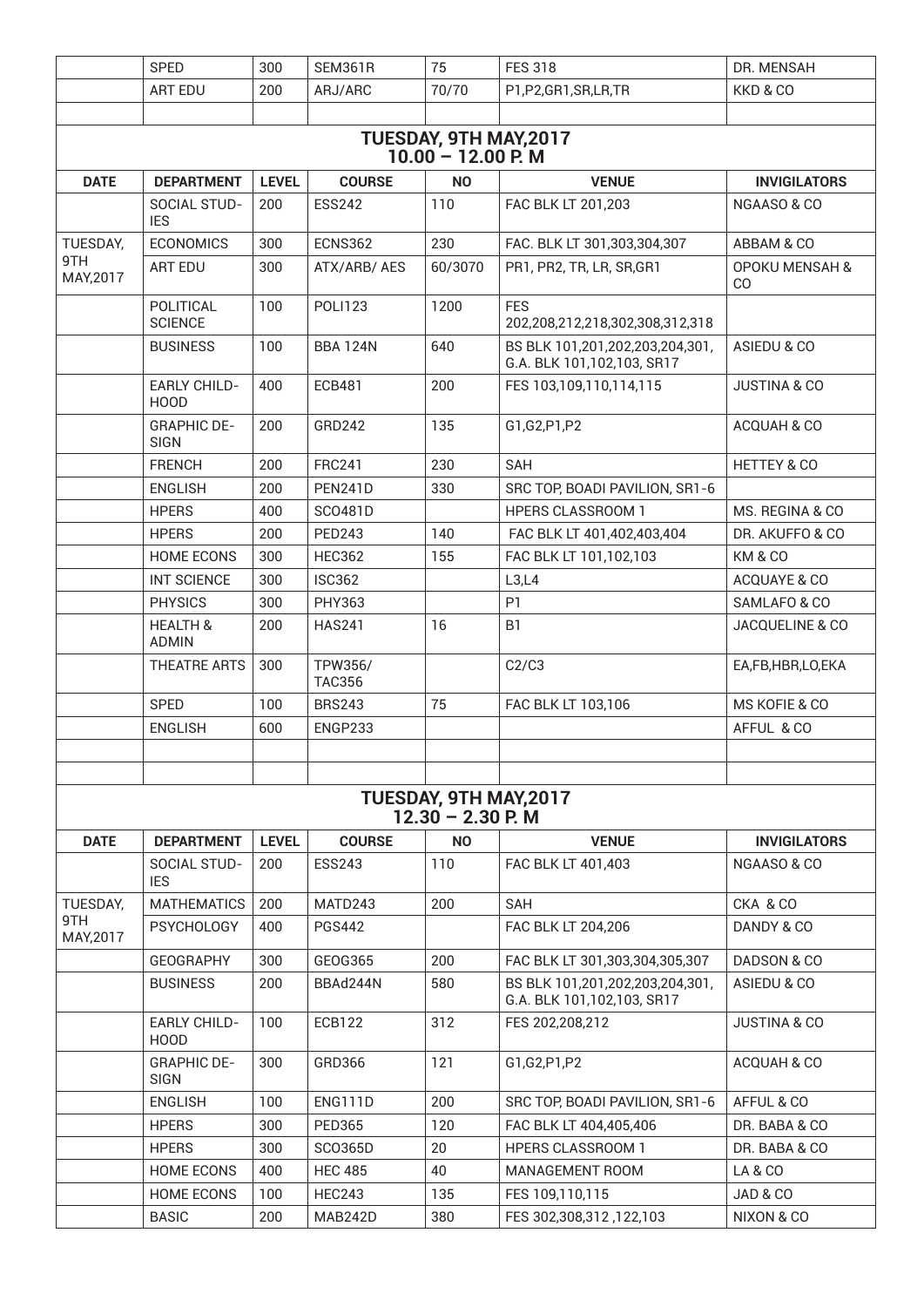| | SPED | 300 | SEM361R | 75 | FES 318 | DR. MENSAH |
|---|---|---|---|---|---|---|
| | ART EDU | 200 | ARJ/ARC | 70/70 | P1,P2,GR1,SR,LR,TR | KKD & CO |
| | | | | | | |

## TUESDAY, 9TH MAY,2017
## 10.00 – 12.00 P. M

| DATE | DEPARTMENT | LEVEL | COURSE | NO | VENUE | INVIGILATORS |
|---|---|---|---|---|---|---|
| | SOCIAL STUDIES | 200 | ESS242 | 110 | FAC BLK LT 201,203 | NGAASO & CO |
| TUESDAY, 9TH MAY,2017 | ECONOMICS | 300 | ECNS362 | 230 | FAC. BLK LT 301,303,304,307 | ABBAM & CO |
| | ART EDU | 300 | ATX/ARB/ AES | 60/3070 | PR1, PR2, TR, LR, SR,GR1 | OPOKU MENSAH & CO |
| | POLITICAL SCIENCE | 100 | POLI123 | 1200 | FES 202,208,212,218,302,308,312,318 | |
| | BUSINESS | 100 | BBA 124N | 640 | BS BLK 101,201,202,203,204,301, G.A. BLK 101,102,103, SR17 | ASIEDU & CO |
| | EARLY CHILDHOOD | 400 | ECB481 | 200 | FES 103,109,110,114,115 | JUSTINA & CO |
| | GRAPHIC DESIGN | 200 | GRD242 | 135 | G1,G2,P1,P2 | ACQUAH & CO |
| | FRENCH | 200 | FRC241 | 230 | SAH | HETTEY & CO |
| | ENGLISH | 200 | PEN241D | 330 | SRC TOP, BOADI PAVILION, SR1-6 | |
| | HPERS | 400 | SCO481D | | HPERS CLASSROOM 1 | MS. REGINA & CO |
| | HPERS | 200 | PED243 | 140 | FAC BLK LT 401,402,403,404 | DR. AKUFFO & CO |
| | HOME ECONS | 300 | HEC362 | 155 | FAC BLK LT 101,102,103 | KM & CO |
| | INT SCIENCE | 300 | ISC362 | | L3,L4 | ACQUAYE & CO |
| | PHYSICS | 300 | PHY363 | | P1 | SAMLAFO & CO |
| | HEALTH & ADMIN | 200 | HAS241 | 16 | B1 | JACQUELINE & CO |
| | THEATRE ARTS | 300 | TPW356/ TAC356 | | C2/C3 | EA,FB,HBR,LO,EKA |
| | SPED | 100 | BRS243 | 75 | FAC BLK LT 103,106 | MS KOFIE & CO |
| | ENGLISH | 600 | ENGP233 | | | AFFUL & CO |
| | | | | | | |
| | | | | | | |

## TUESDAY, 9TH MAY,2017
## 12.30 – 2.30 P. M

| DATE | DEPARTMENT | LEVEL | COURSE | NO | VENUE | INVIGILATORS |
|---|---|---|---|---|---|---|
| | SOCIAL STUDIES | 200 | ESS243 | 110 | FAC BLK LT 401,403 | NGAASO & CO |
| TUESDAY, 9TH MAY,2017 | MATHEMATICS | 200 | MATD243 | 200 | SAH | CKA & CO |
| | PSYCHOLOGY | 400 | PGS442 | | FAC BLK LT 204,206 | DANDY & CO |
| | GEOGRAPHY | 300 | GEOG365 | 200 | FAC BLK LT 301,303,304,305,307 | DADSON & CO |
| | BUSINESS | 200 | BBAd244N | 580 | BS BLK 101,201,202,203,204,301, G.A. BLK 101,102,103, SR17 | ASIEDU & CO |
| | EARLY CHILDHOOD | 100 | ECB122 | 312 | FES 202,208,212 | JUSTINA & CO |
| | GRAPHIC DESIGN | 300 | GRD366 | 121 | G1,G2,P1,P2 | ACQUAH & CO |
| | ENGLISH | 100 | ENG111D | 200 | SRC TOP, BOADI PAVILION, SR1-6 | AFFUL & CO |
| | HPERS | 300 | PED365 | 120 | FAC BLK LT 404,405,406 | DR. BABA & CO |
| | HPERS | 300 | SCO365D | 20 | HPERS CLASSROOM 1 | DR. BABA & CO |
| | HOME ECONS | 400 | HEC 485 | 40 | MANAGEMENT ROOM | LA & CO |
| | HOME ECONS | 100 | HEC243 | 135 | FES 109,110,115 | JAD & CO |
| | BASIC | 200 | MAB242D | 380 | FES 302,308,312 ,122,103 | NIXON & CO |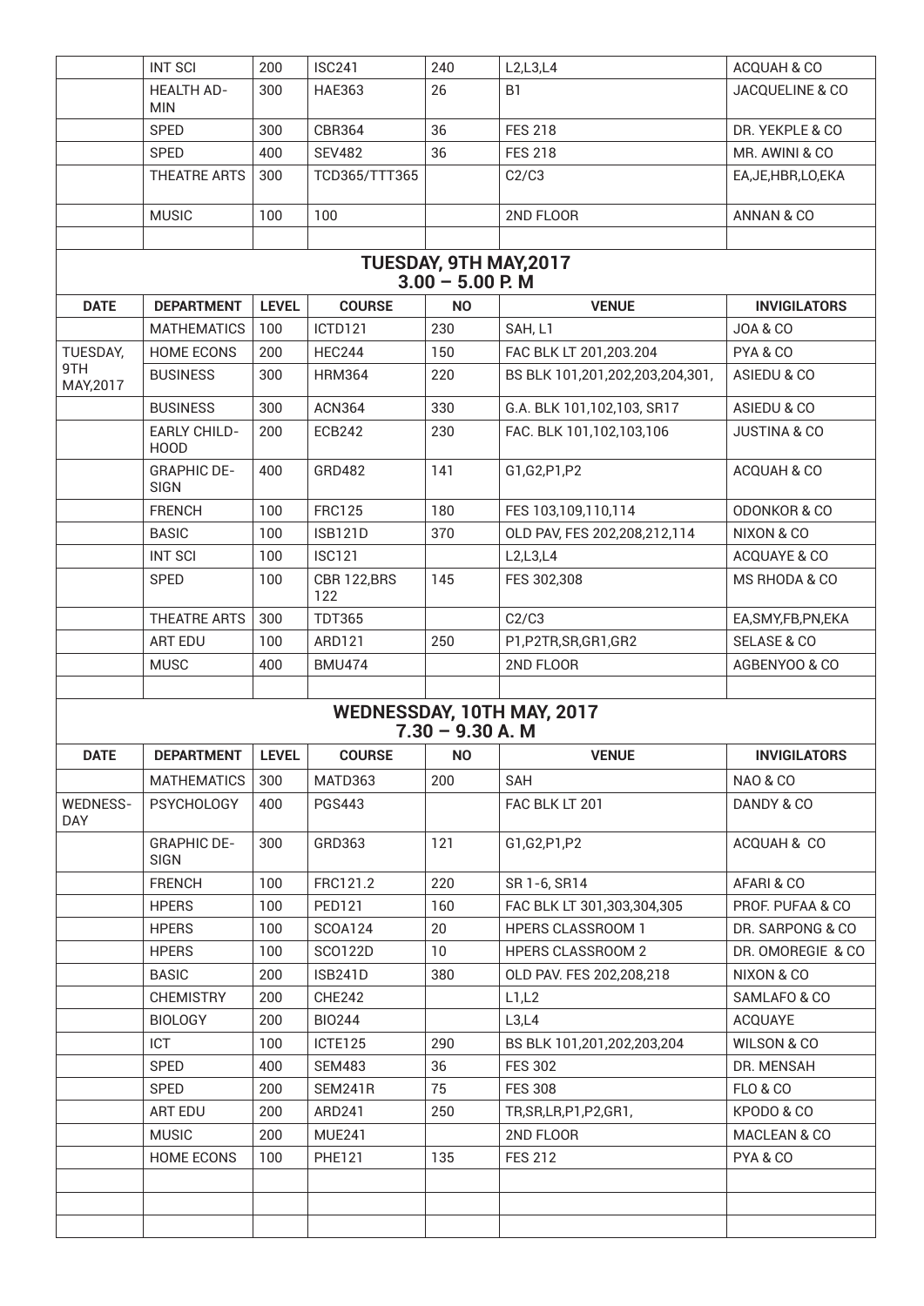| | INT SCI | 200 | ISC241 | 240 | L2,L3,L4 | ACQUAH & CO |
|---|---|---|---|---|---|---|
| | HEALTH ADMIN | 300 | HAE363 | 26 | B1 | JACQUELINE & CO |
| | SPED | 300 | CBR364 | 36 | FES 218 | DR. YEKPLE & CO |
| | SPED | 400 | SEV482 | 36 | FES 218 | MR. AWINI & CO |
| | THEATRE ARTS | 300 | TCD365/TTT365 | | C2/C3 | EA,JE,HBR,LO,EKA |
| | MUSIC | 100 | 100 | | 2ND FLOOR | ANNAN & CO |
| | | | | | | |

## TUESDAY, 9TH MAY,2017
## 3.00 – 5.00 P. M

| DATE | DEPARTMENT | LEVEL | COURSE | NO | VENUE | INVIGILATORS |
|---|---|---|---|---|---|---|
| | MATHEMATICS | 100 | ICTD121 | 230 | SAH, L1 | JOA & CO |
| TUESDAY, 9TH MAY,2017 | HOME ECONS | 200 | HEC244 | 150 | FAC BLK LT 201,203.204 | PYA & CO |
| | BUSINESS | 300 | HRM364 | 220 | BS BLK 101,201,202,203,204,301, | ASIEDU & CO |
| | BUSINESS | 300 | ACN364 | 330 | G.A. BLK 101,102,103, SR17 | ASIEDU & CO |
| | EARLY CHILDHOOD | 200 | ECB242 | 230 | FAC. BLK 101,102,103,106 | JUSTINA & CO |
| | GRAPHIC DESIGN | 400 | GRD482 | 141 | G1,G2,P1,P2 | ACQUAH & CO |
| | FRENCH | 100 | FRC125 | 180 | FES 103,109,110,114 | ODONKOR & CO |
| | BASIC | 100 | ISB121D | 370 | OLD PAV, FES 202,208,212,114 | NIXON & CO |
| | INT SCI | 100 | ISC121 | | L2,L3,L4 | ACQUAYE & CO |
| | SPED | 100 | CBR 122,BRS 122 | 145 | FES 302,308 | MS RHODA & CO |
| | THEATRE ARTS | 300 | TDT365 | | C2/C3 | EA,SMY,FB,PN,EKA |
| | ART EDU | 100 | ARD121 | 250 | P1,P2TR,SR,GR1,GR2 | SELASE & CO |
| | MUSC | 400 | BMU474 | | 2ND FLOOR | AGBENYOO & CO |
| | | | | | | |

## WEDNESSDAY, 10TH MAY, 2017
## 7.30 – 9.30 A. M

| DATE | DEPARTMENT | LEVEL | COURSE | NO | VENUE | INVIGILATORS |
|---|---|---|---|---|---|---|
| | MATHEMATICS | 300 | MATD363 | 200 | SAH | NAO & CO |
| WEDNESDAY | PSYCHOLOGY | 400 | PGS443 | | FAC BLK LT 201 | DANDY & CO |
| | GRAPHIC DESIGN | 300 | GRD363 | 121 | G1,G2,P1,P2 | ACQUAH & CO |
| | FRENCH | 100 | FRC121.2 | 220 | SR 1-6, SR14 | AFARI & CO |
| | HPERS | 100 | PED121 | 160 | FAC BLK LT 301,303,304,305 | PROF. PUFAA & CO |
| | HPERS | 100 | SCOA124 | 20 | HPERS CLASSROOM 1 | DR. SARPONG & CO |
| | HPERS | 100 | SCO122D | 10 | HPERS CLASSROOM 2 | DR. OMOREGIE & CO |
| | BASIC | 200 | ISB241D | 380 | OLD PAV. FES 202,208,218 | NIXON & CO |
| | CHEMISTRY | 200 | CHE242 | | L1,L2 | SAMLAFO & CO |
| | BIOLOGY | 200 | BIO244 | | L3,L4 | ACQUAYE |
| | ICT | 100 | ICTE125 | 290 | BS BLK 101,201,202,203,204 | WILSON & CO |
| | SPED | 400 | SEM483 | 36 | FES 302 | DR. MENSAH |
| | SPED | 200 | SEM241R | 75 | FES 308 | FLO & CO |
| | ART EDU | 200 | ARD241 | 250 | TR,SR,LR,P1,P2,GR1, | KPODO & CO |
| | MUSIC | 200 | MUE241 | | 2ND FLOOR | MACLEAN & CO |
| | HOME ECONS | 100 | PHE121 | 135 | FES 212 | PYA & CO |
| | | | | | | |
| | | | | | | |
| | | | | | | |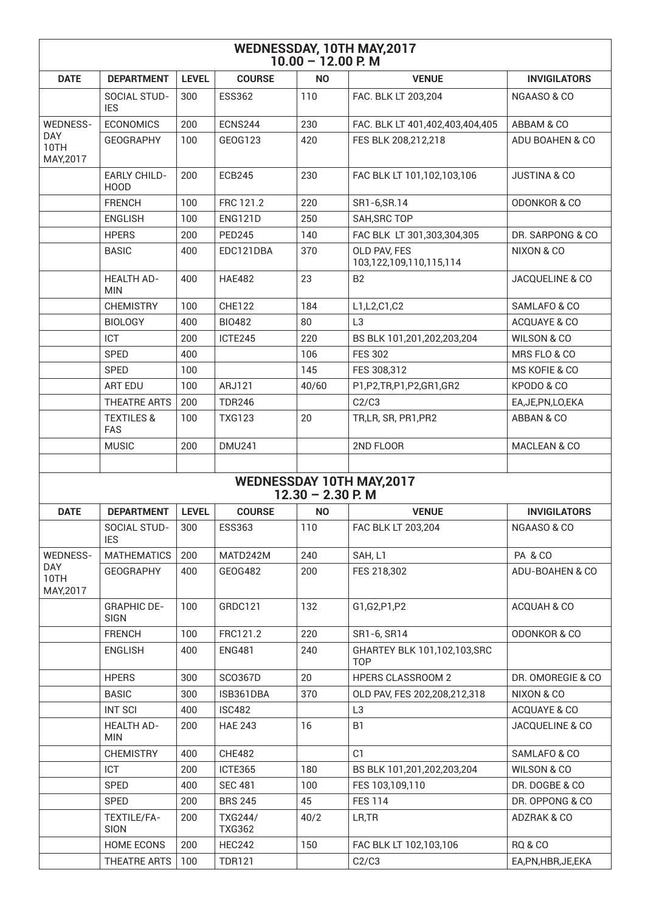| WEDNESSDAY, 10TH MAY,2017<br>10.00 – 12.00 P. M | | | | | | |
|---|---|---|---|---|---|---|
| **DATE** | **DEPARTMENT** | **LEVEL** | **COURSE** | **NO** | **VENUE** | **INVIGILATORS** |
| | SOCIAL STUDIES | 300 | ESS362 | 110 | FAC. BLK LT 203,204 | NGAASO & CO |
| WEDNESDAY 10TH MAY,2017 | ECONOMICS | 200 | ECNS244 | 230 | FAC. BLK LT 401,402,403,404,405 | ABBAM & CO |
| | GEOGRAPHY | 100 | GEOG123 | 420 | FES BLK 208,212,218 | ADU BOAHEN & CO |
| | EARLY CHILDHOOD | 200 | ECB245 | 230 | FAC BLK LT 101,102,103,106 | JUSTINA & CO |
| | FRENCH | 100 | FRC 121.2 | 220 | SR1-6,SR.14 | ODONKOR & CO |
| | ENGLISH | 100 | ENG121D | 250 | SAH,SRC TOP | |
| | HPERS | 200 | PED245 | 140 | FAC BLK LT 301,303,304,305 | DR. SARPONG & CO |
| | BASIC | 400 | EDC121DBA | 370 | OLD PAV, FES 103,122,109,110,115,114 | NIXON & CO |
| | HEALTH ADMIN | 400 | HAE482 | 23 | B2 | JACQUELINE & CO |
| | CHEMISTRY | 100 | CHE122 | 184 | L1,L2,C1,C2 | SAMLAFO & CO |
| | BIOLOGY | 400 | BIO482 | 80 | L3 | ACQUAYE & CO |
| | ICT | 200 | ICTE245 | 220 | BS BLK 101,201,202,203,204 | WILSON & CO |
| | SPED | 400 | | 106 | FES 302 | MRS FLO & CO |
| | SPED | 100 | | 145 | FES 308,312 | MS KOFIE & CO |
| | ART EDU | 100 | ARJ121 | 40/60 | P1,P2,TR,P1,P2,GR1,GR2 | KPODO & CO |
| | THEATRE ARTS | 200 | TDR246 | | C2/C3 | EA,JE,PN,LO,EKA |
| | TEXTILES & FAS | 100 | TXG123 | 20 | TR,LR, SR, PR1,PR2 | ABBAN & CO |
| | MUSIC | 200 | DMU241 | | 2ND FLOOR | MACLEAN & CO |
| | | | | | | |

| WEDNESSDAY 10TH MAY,2017<br>12.30 – 2.30 P. M | | | | | | |
|---|---|---|---|---|---|---|
| **DATE** | **DEPARTMENT** | **LEVEL** | **COURSE** | **NO** | **VENUE** | **INVIGILATORS** |
| | SOCIAL STUDIES | 300 | ESS363 | 110 | FAC BLK LT 203,204 | NGAASO & CO |
| WEDNESDAY 10TH MAY,2017 | MATHEMATICS | 200 | MATD242M | 240 | SAH, L1 | PA & CO |
| | GEOGRAPHY | 400 | GEOG482 | 200 | FES 218,302 | ADU-BOAHEN & CO |
| | GRAPHIC DESIGN | 100 | GRDC121 | 132 | G1,G2,P1,P2 | ACQUAH & CO |
| | FRENCH | 100 | FRC121.2 | 220 | SR1-6, SR14 | ODONKOR & CO |
| | ENGLISH | 400 | ENG481 | 240 | GHARTEY BLK 101,102,103,SRC TOP | |
| | HPERS | 300 | SCO367D | 20 | HPERS CLASSROOM 2 | DR. OMOREGIE & CO |
| | BASIC | 300 | ISB361DBA | 370 | OLD PAV, FES 202,208,212,318 | NIXON & CO |
| | INT SCI | 400 | ISC482 | | L3 | ACQUAYE & CO |
| | HEALTH ADMIN | 200 | HAE 243 | 16 | B1 | JACQUELINE & CO |
| | CHEMISTRY | 400 | CHE482 | | C1 | SAMLAFO & CO |
| | ICT | 200 | ICTE365 | 180 | BS BLK 101,201,202,203,204 | WILSON & CO |
| | SPED | 400 | SEC 481 | 100 | FES 103,109,110 | DR. DOGBE & CO |
| | SPED | 200 | BRS 245 | 45 | FES 114 | DR. OPPONG & CO |
| | TEXTILE/FASION | 200 | TXG244/ TXG362 | 40/2 | LR,TR | ADZRAK & CO |
| | HOME ECONS | 200 | HEC242 | 150 | FAC BLK LT 102,103,106 | RQ & CO |
| | THEATRE ARTS | 100 | TDR121 | | C2/C3 | EA,PN,HBR,JE,EKA |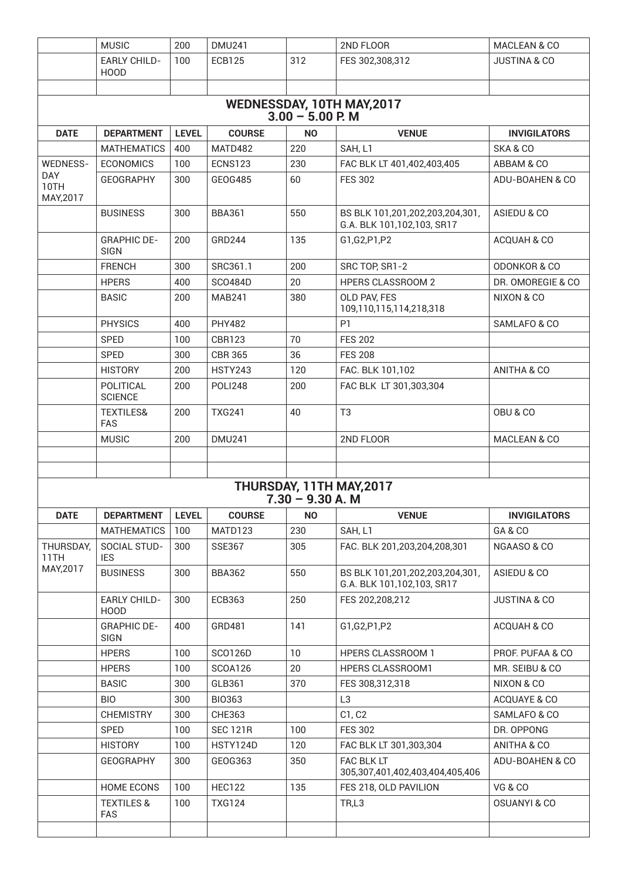| | MUSIC | 200 | DMU241 | | 2ND FLOOR | MACLEAN & CO |
|---|---|---|---|---|---|---|
| | EARLY CHILD-HOOD | 100 | ECB125 | 312 | FES 302,308,312 | JUSTINA & CO |
| | | | | | | |

## WEDNESSDAY, 10TH MAY,2017
## 3.00 – 5.00 P. M

| DATE | DEPARTMENT | LEVEL | COURSE | NO | VENUE | INVIGILATORS |
|---|---|---|---|---|---|---|
| | MATHEMATICS | 400 | MATD482 | 220 | SAH, L1 | SKA & CO |
| WEDNESS-DAY 10TH MAY,2017 | ECONOMICS | 100 | ECNS123 | 230 | FAC BLK LT 401,402,403,405 | ABBAM & CO |
| | GEOGRAPHY | 300 | GEOG485 | 60 | FES 302 | ADU-BOAHEN & CO |
| | BUSINESS | 300 | BBA361 | 550 | BS BLK 101,201,202,203,204,301, G.A. BLK 101,102,103, SR17 | ASIEDU & CO |
| | GRAPHIC DE-SIGN | 200 | GRD244 | 135 | G1,G2,P1,P2 | ACQUAH & CO |
| | FRENCH | 300 | SRC361.1 | 200 | SRC TOP, SR1-2 | ODONKOR & CO |
| | HPERS | 400 | SCO484D | 20 | HPERS CLASSROOM 2 | DR. OMOREGIE & CO |
| | BASIC | 200 | MAB241 | 380 | OLD PAV, FES 109,110,115,114,218,318 | NIXON & CO |
| | PHYSICS | 400 | PHY482 | | P1 | SAMLAFO & CO |
| | SPED | 100 | CBR123 | 70 | FES 202 | |
| | SPED | 300 | CBR 365 | 36 | FES 208 | |
| | HISTORY | 200 | HSTY243 | 120 | FAC. BLK 101,102 | ANITHA & CO |
| | POLITICAL SCIENCE | 200 | POLI248 | 200 | FAC BLK LT 301,303,304 | |
| | TEXTILES& FAS | 200 | TXG241 | 40 | T3 | OBU & CO |
| | MUSIC | 200 | DMU241 | | 2ND FLOOR | MACLEAN & CO |
| | | | | | | |
| | | | | | | |

## THURSDAY, 11TH MAY,2017
## 7.30 – 9.30 A. M

| DATE | DEPARTMENT | LEVEL | COURSE | NO | VENUE | INVIGILATORS |
|---|---|---|---|---|---|---|
| | MATHEMATICS | 100 | MATD123 | 230 | SAH, L1 | GA & CO |
| THURSDAY, 11TH MAY,2017 | SOCIAL STUD-IES | 300 | SSE367 | 305 | FAC. BLK 201,203,204,208,301 | NGAASO & CO |
| | BUSINESS | 300 | BBA362 | 550 | BS BLK 101,201,202,203,204,301, G.A. BLK 101,102,103, SR17 | ASIEDU & CO |
| | EARLY CHILD-HOOD | 300 | ECB363 | 250 | FES 202,208,212 | JUSTINA & CO |
| | GRAPHIC DE-SIGN | 400 | GRD481 | 141 | G1,G2,P1,P2 | ACQUAH & CO |
| | HPERS | 100 | SCO126D | 10 | HPERS CLASSROOM 1 | PROF. PUFAA & CO |
| | HPERS | 100 | SCOA126 | 20 | HPERS CLASSROOM1 | MR. SEIBU & CO |
| | BASIC | 300 | GLB361 | 370 | FES 308,312,318 | NIXON & CO |
| | BIO | 300 | BIO363 | | L3 | ACQUAYE & CO |
| | CHEMISTRY | 300 | CHE363 | | C1, C2 | SAMLAFO & CO |
| | SPED | 100 | SEC 121R | 100 | FES 302 | DR. OPPONG |
| | HISTORY | 100 | HSTY124D | 120 | FAC BLK LT 301,303,304 | ANITHA & CO |
| | GEOGRAPHY | 300 | GEOG363 | 350 | FAC BLK LT 305,307,401,402,403,404,405,406 | ADU-BOAHEN & CO |
| | HOME ECONS | 100 | HEC122 | 135 | FES 218, OLD PAVILION | VG & CO |
| | TEXTILES & FAS | 100 | TXG124 | | TR,L3 | OSUANYI & CO |
| | | | | | | |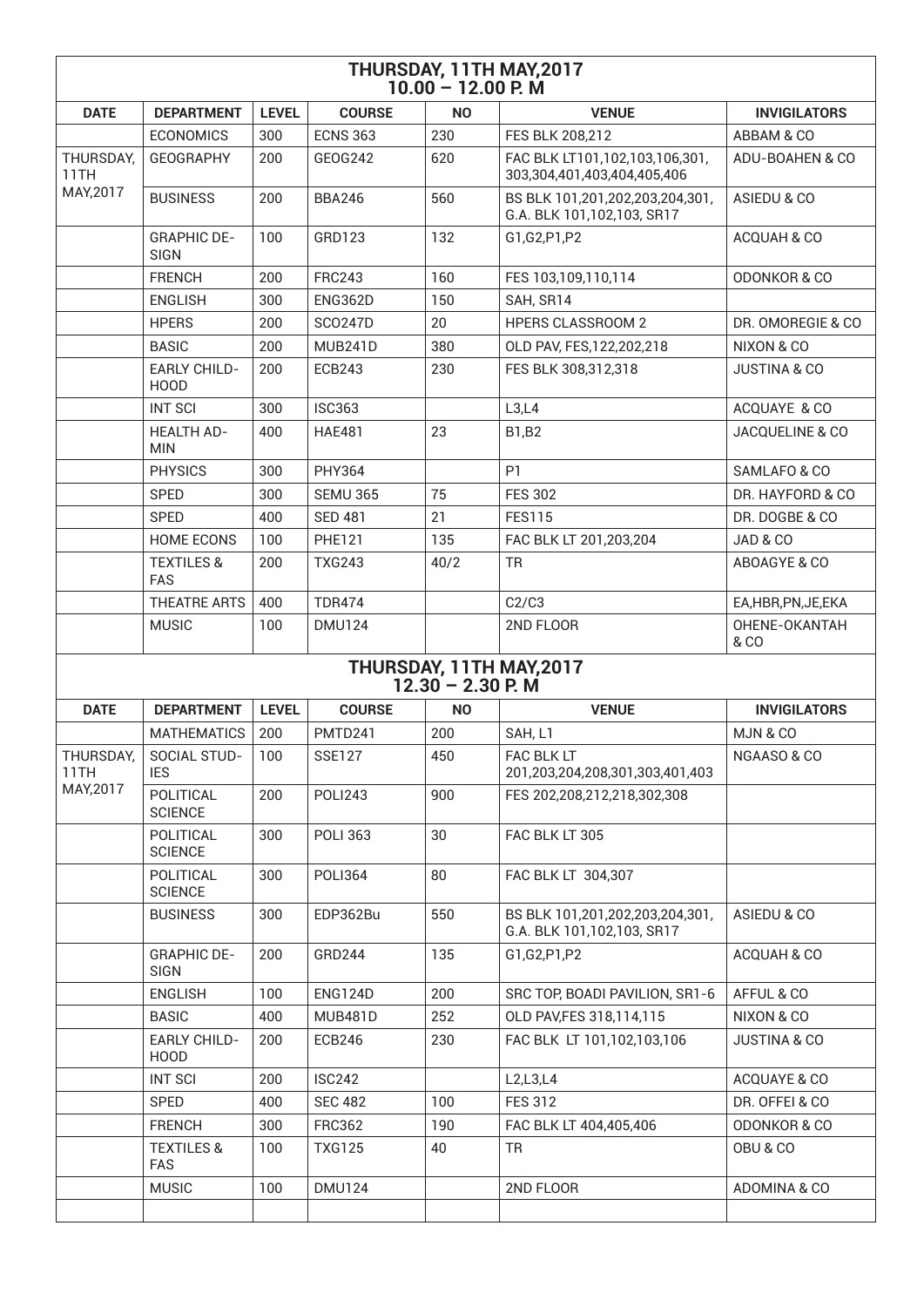## THURSDAY, 11TH MAY,2017
## 10.00 – 12.00 P. M

| DATE | DEPARTMENT | LEVEL | COURSE | NO | VENUE | INVIGILATORS |
|---|---|---|---|---|---|---|
| | ECONOMICS | 300 | ECNS 363 | 230 | FES BLK 208,212 | ABBAM & CO |
| THURSDAY, 11TH MAY,2017 | GEOGRAPHY | 200 | GEOG242 | 620 | FAC BLK LT101,102,103,106,301, 303,304,401,403,404,405,406 | ADU-BOAHEN & CO |
| | BUSINESS | 200 | BBA246 | 560 | BS BLK 101,201,202,203,204,301, G.A. BLK 101,102,103, SR17 | ASIEDU & CO |
| | GRAPHIC DESIGN | 100 | GRD123 | 132 | G1,G2,P1,P2 | ACQUAH & CO |
| | FRENCH | 200 | FRC243 | 160 | FES 103,109,110,114 | ODONKOR & CO |
| | ENGLISH | 300 | ENG362D | 150 | SAH, SR14 | |
| | HPERS | 200 | SCO247D | 20 | HPERS CLASSROOM 2 | DR. OMOREGIE & CO |
| | BASIC | 200 | MUB241D | 380 | OLD PAV, FES,122,202,218 | NIXON & CO |
| | EARLY CHILDHOOD | 200 | ECB243 | 230 | FES BLK 308,312,318 | JUSTINA & CO |
| | INT SCI | 300 | ISC363 | | L3,L4 | ACQUAYE & CO |
| | HEALTH ADMIN | 400 | HAE481 | 23 | B1,B2 | JACQUELINE & CO |
| | PHYSICS | 300 | PHY364 | | P1 | SAMLAFO & CO |
| | SPED | 300 | SEMU 365 | 75 | FES 302 | DR. HAYFORD & CO |
| | SPED | 400 | SED 481 | 21 | FES115 | DR. DOGBE & CO |
| | HOME ECONS | 100 | PHE121 | 135 | FAC BLK LT 201,203,204 | JAD & CO |
| | TEXTILES & FAS | 200 | TXG243 | 40/2 | TR | ABOAGYE & CO |
| | THEATRE ARTS | 400 | TDR474 | | C2/C3 | EA,HBR,PN,JE,EKA |
| | MUSIC | 100 | DMU124 | | 2ND FLOOR | OHENE-OKANTAH & CO |

## THURSDAY, 11TH MAY,2017
## 12.30 – 2.30 P. M

| DATE | DEPARTMENT | LEVEL | COURSE | NO | VENUE | INVIGILATORS |
|---|---|---|---|---|---|---|
| | MATHEMATICS | 200 | PMTD241 | 200 | SAH, L1 | MJN & CO |
| THURSDAY, 11TH MAY,2017 | SOCIAL STUDIES | 100 | SSE127 | 450 | FAC BLK LT 201,203,204,208,301,303,401,403 | NGAASO & CO |
| | POLITICAL SCIENCE | 200 | POLI243 | 900 | FES 202,208,212,218,302,308 | |
| | POLITICAL SCIENCE | 300 | POLI 363 | 30 | FAC BLK LT 305 | |
| | POLITICAL SCIENCE | 300 | POLI364 | 80 | FAC BLK LT 304,307 | |
| | BUSINESS | 300 | EDP362Bu | 550 | BS BLK 101,201,202,203,204,301, G.A. BLK 101,102,103, SR17 | ASIEDU & CO |
| | GRAPHIC DESIGN | 200 | GRD244 | 135 | G1,G2,P1,P2 | ACQUAH & CO |
| | ENGLISH | 100 | ENG124D | 200 | SRC TOP, BOADI PAVILION, SR1-6 | AFFUL & CO |
| | BASIC | 400 | MUB481D | 252 | OLD PAV,FES 318,114,115 | NIXON & CO |
| | EARLY CHILDHOOD | 200 | ECB246 | 230 | FAC BLK LT 101,102,103,106 | JUSTINA & CO |
| | INT SCI | 200 | ISC242 | | L2,L3,L4 | ACQUAYE & CO |
| | SPED | 400 | SEC 482 | 100 | FES 312 | DR. OFFEI & CO |
| | FRENCH | 300 | FRC362 | 190 | FAC BLK LT 404,405,406 | ODONKOR & CO |
| | TEXTILES & FAS | 100 | TXG125 | 40 | TR | OBU & CO |
| | MUSIC | 100 | DMU124 | | 2ND FLOOR | ADOMINA & CO |
| | | | | | | |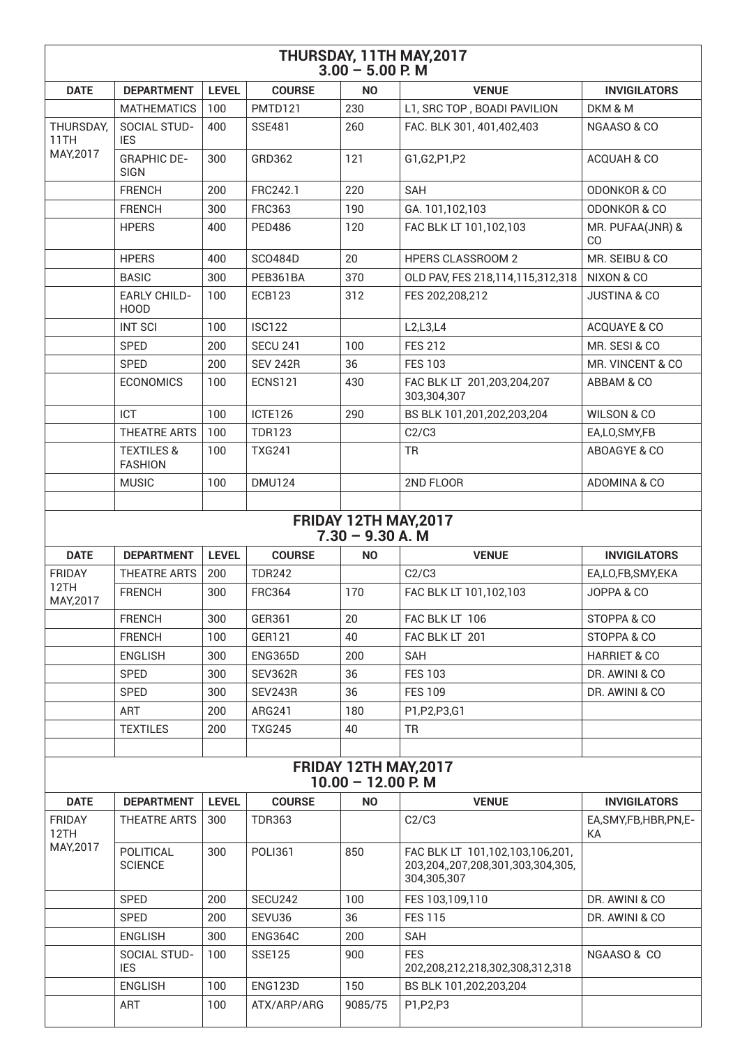## THURSDAY, 11TH MAY,2017
### 3.00 – 5.00 P. M

| DATE | DEPARTMENT | LEVEL | COURSE | NO | VENUE | INVIGILATORS |
|---|---|---|---|---|---|---|
| | MATHEMATICS | 100 | PMTD121 | 230 | L1, SRC TOP , BOADI PAVILION | DKM & M |
| THURSDAY, 11TH MAY,2017 | SOCIAL STUDIES | 400 | SSE481 | 260 | FAC. BLK 301, 401,402,403 | NGAASO & CO |
| | GRAPHIC DESIGN | 300 | GRD362 | 121 | G1,G2,P1,P2 | ACQUAH & CO |
| | FRENCH | 200 | FRC242.1 | 220 | SAH | ODONKOR & CO |
| | FRENCH | 300 | FRC363 | 190 | GA. 101,102,103 | ODONKOR & CO |
| | HPERS | 400 | PED486 | 120 | FAC BLK LT 101,102,103 | MR. PUFAA(JNR) & CO |
| | HPERS | 400 | SCO484D | 20 | HPERS CLASSROOM 2 | MR. SEIBU & CO |
| | BASIC | 300 | PEB361BA | 370 | OLD PAV, FES 218,114,115,312,318 | NIXON & CO |
| | EARLY CHILDHOOD | 100 | ECB123 | 312 | FES 202,208,212 | JUSTINA & CO |
| | INT SCI | 100 | ISC122 | | L2,L3,L4 | ACQUAYE & CO |
| | SPED | 200 | SECU 241 | 100 | FES 212 | MR. SESI & CO |
| | SPED | 200 | SEV 242R | 36 | FES 103 | MR. VINCENT & CO |
| | ECONOMICS | 100 | ECNS121 | 430 | FAC BLK LT 201,203,204,207 303,304,307 | ABBAM & CO |
| | ICT | 100 | ICTE126 | 290 | BS BLK 101,201,202,203,204 | WILSON & CO |
| | THEATRE ARTS | 100 | TDR123 | | C2/C3 | EA,LO,SMY,FB |
| | TEXTILES & FASHION | 100 | TXG241 | | TR | ABOAGYE & CO |
| | MUSIC | 100 | DMU124 | | 2ND FLOOR | ADOMINA & CO |
| | | | | | | |

## FRIDAY 12TH MAY,2017
### 7.30 – 9.30 A. M

| DATE | DEPARTMENT | LEVEL | COURSE | NO | VENUE | INVIGILATORS |
|---|---|---|---|---|---|---|
| FRIDAY 12TH MAY,2017 | THEATRE ARTS | 200 | TDR242 | | C2/C3 | EA,LO,FB,SMY,EKA |
| | FRENCH | 300 | FRC364 | 170 | FAC BLK LT 101,102,103 | JOPPA & CO |
| | FRENCH | 300 | GER361 | 20 | FAC BLK LT 106 | STOPPA & CO |
| | FRENCH | 100 | GER121 | 40 | FAC BLK LT 201 | STOPPA & CO |
| | ENGLISH | 300 | ENG365D | 200 | SAH | HARRIET & CO |
| | SPED | 300 | SEV362R | 36 | FES 103 | DR. AWINI & CO |
| | SPED | 300 | SEV243R | 36 | FES 109 | DR. AWINI & CO |
| | ART | 200 | ARG241 | 180 | P1,P2,P3,G1 | |
| | TEXTILES | 200 | TXG245 | 40 | TR | |
| | | | | | | |

## FRIDAY 12TH MAY,2017
### 10.00 – 12.00 P. M

| DATE | DEPARTMENT | LEVEL | COURSE | NO | VENUE | INVIGILATORS |
|---|---|---|---|---|---|---|
| FRIDAY 12TH MAY,2017 | THEATRE ARTS | 300 | TDR363 | | C2/C3 | EA,SMY,FB,HBR,PN,EKA |
| | POLITICAL SCIENCE | 300 | POLI361 | 850 | FAC BLK LT 101,102,103,106,201, 203,204,,207,208,301,303,304,305, 304,305,307 | |
| | SPED | 200 | SECU242 | 100 | FES 103,109,110 | DR. AWINI & CO |
| | SPED | 200 | SEVU36 | 36 | FES 115 | DR. AWINI & CO |
| | ENGLISH | 300 | ENG364C | 200 | SAH | |
| | SOCIAL STUDIES | 100 | SSE125 | 900 | FES 202,208,212,218,302,308,312,318 | NGAASO & CO |
| | ENGLISH | 100 | ENG123D | 150 | BS BLK 101,202,203,204 | |
| | ART | 100 | ATX/ARP/ARG | 9085/75 | P1,P2,P3 | |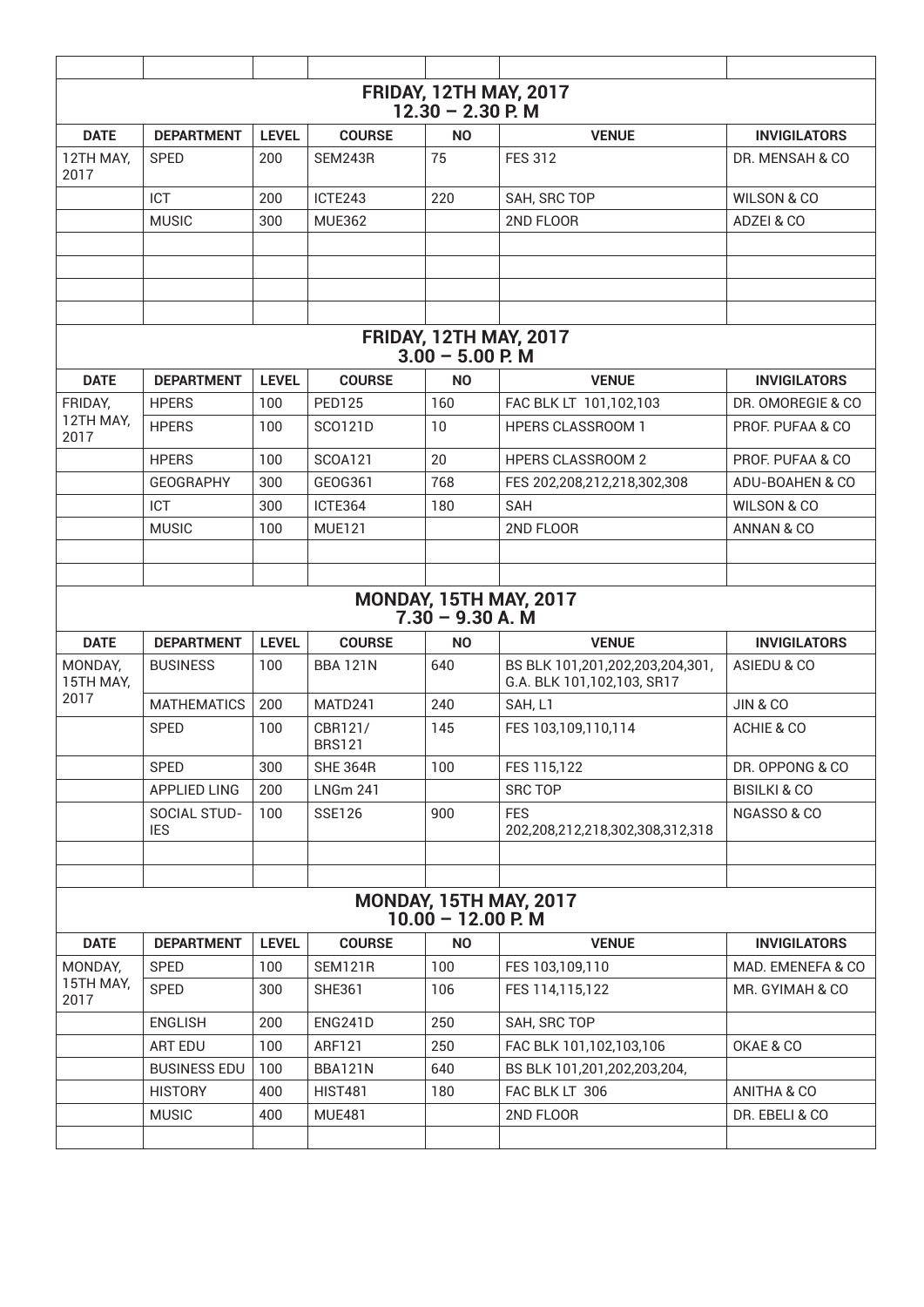| | | | | | | |
|---|---|---|---|---|---|---|
| **FRIDAY, 12TH MAY, 2017 12.30 – 2.30 P. M** | | | | | | |
| **DATE** | **DEPARTMENT** | **LEVEL** | **COURSE** | **NO** | **VENUE** | **INVIGILATORS** |
| 12TH MAY, 2017 | SPED | 200 | SEM243R | 75 | FES 312 | DR. MENSAH & CO |
| | ICT | 200 | ICTE243 | 220 | SAH, SRC TOP | WILSON & CO |
| | MUSIC | 300 | MUE362 | | 2ND FLOOR | ADZEI & CO |
| | | | | | | |
| | | | | | | |
| | | | | | | |
| | | | | | | |
| **FRIDAY, 12TH MAY, 2017 3.00 – 5.00 P. M** | | | | | | |
| **DATE** | **DEPARTMENT** | **LEVEL** | **COURSE** | **NO** | **VENUE** | **INVIGILATORS** |
| FRIDAY, 12TH MAY, 2017 | HPERS | 100 | PED125 | 160 | FAC BLK LT 101,102,103 | DR. OMOREGIE & CO |
| | HPERS | 100 | SCO121D | 10 | HPERS CLASSROOM 1 | PROF. PUFAA & CO |
| | HPERS | 100 | SCOA121 | 20 | HPERS CLASSROOM 2 | PROF. PUFAA & CO |
| | GEOGRAPHY | 300 | GEOG361 | 768 | FES 202,208,212,218,302,308 | ADU-BOAHEN & CO |
| | ICT | 300 | ICTE364 | 180 | SAH | WILSON & CO |
| | MUSIC | 100 | MUE121 | | 2ND FLOOR | ANNAN & CO |
| | | | | | | |
| | | | | | | |
| **MONDAY, 15TH MAY, 2017 7.30 – 9.30 A. M** | | | | | | |
| **DATE** | **DEPARTMENT** | **LEVEL** | **COURSE** | **NO** | **VENUE** | **INVIGILATORS** |
| MONDAY, 15TH MAY, 2017 | BUSINESS | 100 | BBA 121N | 640 | BS BLK 101,201,202,203,204,301, G.A. BLK 101,102,103, SR17 | ASIEDU & CO |
| | MATHEMATICS | 200 | MATD241 | 240 | SAH, L1 | JIN & CO |
| | SPED | 100 | CBR121/ BRS121 | 145 | FES 103,109,110,114 | ACHIE & CO |
| | SPED | 300 | SHE 364R | 100 | FES 115,122 | DR. OPPONG & CO |
| | APPLIED LING | 200 | LNGm 241 | | SRC TOP | BISILKI & CO |
| | SOCIAL STUD-IES | 100 | SSE126 | 900 | FES 202,208,212,218,302,308,312,318 | NGASSO & CO |
| | | | | | | |
| | | | | | | |
| **MONDAY, 15TH MAY, 2017 10.00 – 12.00 P. M** | | | | | | |
| **DATE** | **DEPARTMENT** | **LEVEL** | **COURSE** | **NO** | **VENUE** | **INVIGILATORS** |
| MONDAY, 15TH MAY, 2017 | SPED | 100 | SEM121R | 100 | FES 103,109,110 | MAD. EMENEFA & CO |
| | SPED | 300 | SHE361 | 106 | FES 114,115,122 | MR. GYIMAH & CO |
| | ENGLISH | 200 | ENG241D | 250 | SAH, SRC TOP | |
| | ART EDU | 100 | ARF121 | 250 | FAC BLK 101,102,103,106 | OKAE & CO |
| | BUSINESS EDU | 100 | BBA121N | 640 | BS BLK 101,201,202,203,204, | |
| | HISTORY | 400 | HIST481 | 180 | FAC BLK LT 306 | ANITHA & CO |
| | MUSIC | 400 | MUE481 | | 2ND FLOOR | DR. EBELI & CO |
| | | | | | | |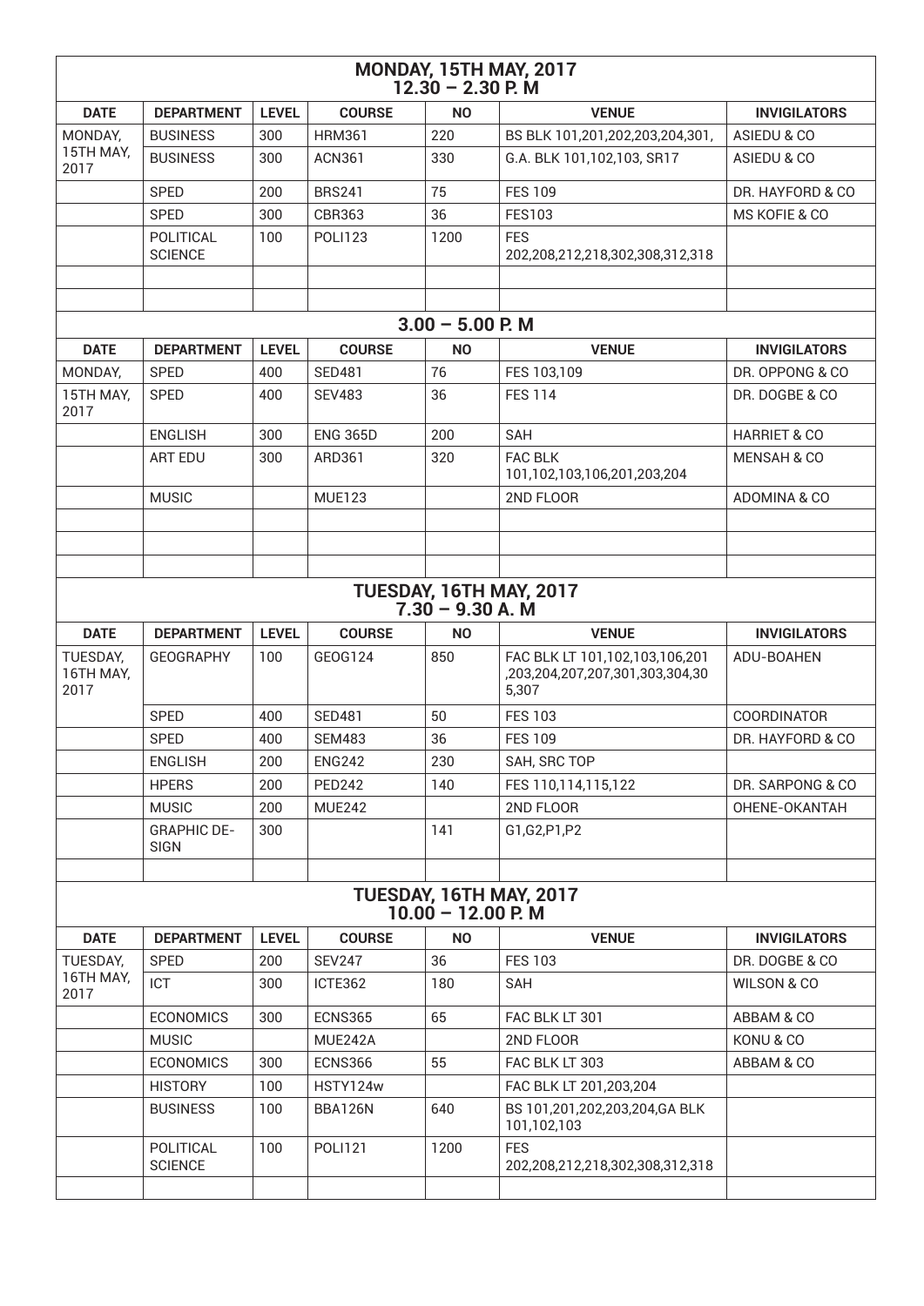## MONDAY, 15TH MAY, 2017
### 12.30 – 2.30 P. M

| DATE | DEPARTMENT | LEVEL | COURSE | NO | VENUE | INVIGILATORS |
|---|---|---|---|---|---|---|
| MONDAY, 15TH MAY, 2017 | BUSINESS | 300 | HRM361 | 220 | BS BLK 101,201,202,203,204,301, | ASIEDU & CO |
| | BUSINESS | 300 | ACN361 | 330 | G.A. BLK 101,102,103, SR17 | ASIEDU & CO |
| | SPED | 200 | BRS241 | 75 | FES 109 | DR. HAYFORD & CO |
| | SPED | 300 | CBR363 | 36 | FES103 | MS KOFIE & CO |
| | POLITICAL SCIENCE | 100 | POLI123 | 1200 | FES 202,208,212,218,302,308,312,318 | |
| | | | | | | |
| | | | | | | |

### 3.00 – 5.00 P. M

| DATE | DEPARTMENT | LEVEL | COURSE | NO | VENUE | INVIGILATORS |
|---|---|---|---|---|---|---|
| MONDAY, 15TH MAY, 2017 | SPED | 400 | SED481 | 76 | FES 103,109 | DR. OPPONG & CO |
| | SPED | 400 | SEV483 | 36 | FES 114 | DR. DOGBE & CO |
| | ENGLISH | 300 | ENG 365D | 200 | SAH | HARRIET & CO |
| | ART EDU | 300 | ARD361 | 320 | FAC BLK 101,102,103,106,201,203,204 | MENSAH & CO |
| | MUSIC | | MUE123 | | 2ND FLOOR | ADOMINA & CO |
| | | | | | | |
| | | | | | | |
| | | | | | | |

## TUESDAY, 16TH MAY, 2017
### 7.30 – 9.30 A. M

| DATE | DEPARTMENT | LEVEL | COURSE | NO | VENUE | INVIGILATORS |
|---|---|---|---|---|---|---|
| TUESDAY, 16TH MAY, 2017 | GEOGRAPHY | 100 | GEOG124 | 850 | FAC BLK LT 101,102,103,106,201 ,203,204,207,207,301,303,304,30 5,307 | ADU-BOAHEN |
| | SPED | 400 | SED481 | 50 | FES 103 | COORDINATOR |
| | SPED | 400 | SEM483 | 36 | FES 109 | DR. HAYFORD & CO |
| | ENGLISH | 200 | ENG242 | 230 | SAH, SRC TOP | |
| | HPERS | 200 | PED242 | 140 | FES 110,114,115,122 | DR. SARPONG & CO |
| | MUSIC | 200 | MUE242 | | 2ND FLOOR | OHENE-OKANTAH |
| | GRAPHIC DESIGN | 300 | | 141 | G1,G2,P1,P2 | |
| | | | | | | |

## TUESDAY, 16TH MAY, 2017
### 10.00 – 12.00 P. M

| DATE | DEPARTMENT | LEVEL | COURSE | NO | VENUE | INVIGILATORS |
|---|---|---|---|---|---|---|
| TUESDAY, 16TH MAY, 2017 | SPED | 200 | SEV247 | 36 | FES 103 | DR. DOGBE & CO |
| | ICT | 300 | ICTE362 | 180 | SAH | WILSON & CO |
| | ECONOMICS | 300 | ECNS365 | 65 | FAC BLK LT 301 | ABBAM & CO |
| | MUSIC | | MUE242A | | 2ND FLOOR | KONU & CO |
| | ECONOMICS | 300 | ECNS366 | 55 | FAC BLK LT 303 | ABBAM & CO |
| | HISTORY | 100 | HSTY124w | | FAC BLK LT 201,203,204 | |
| | BUSINESS | 100 | BBA126N | 640 | BS 101,201,202,203,204,GA BLK 101,102,103 | |
| | POLITICAL SCIENCE | 100 | POLI121 | 1200 | FES 202,208,212,218,302,308,312,318 | |
| | | | | | | |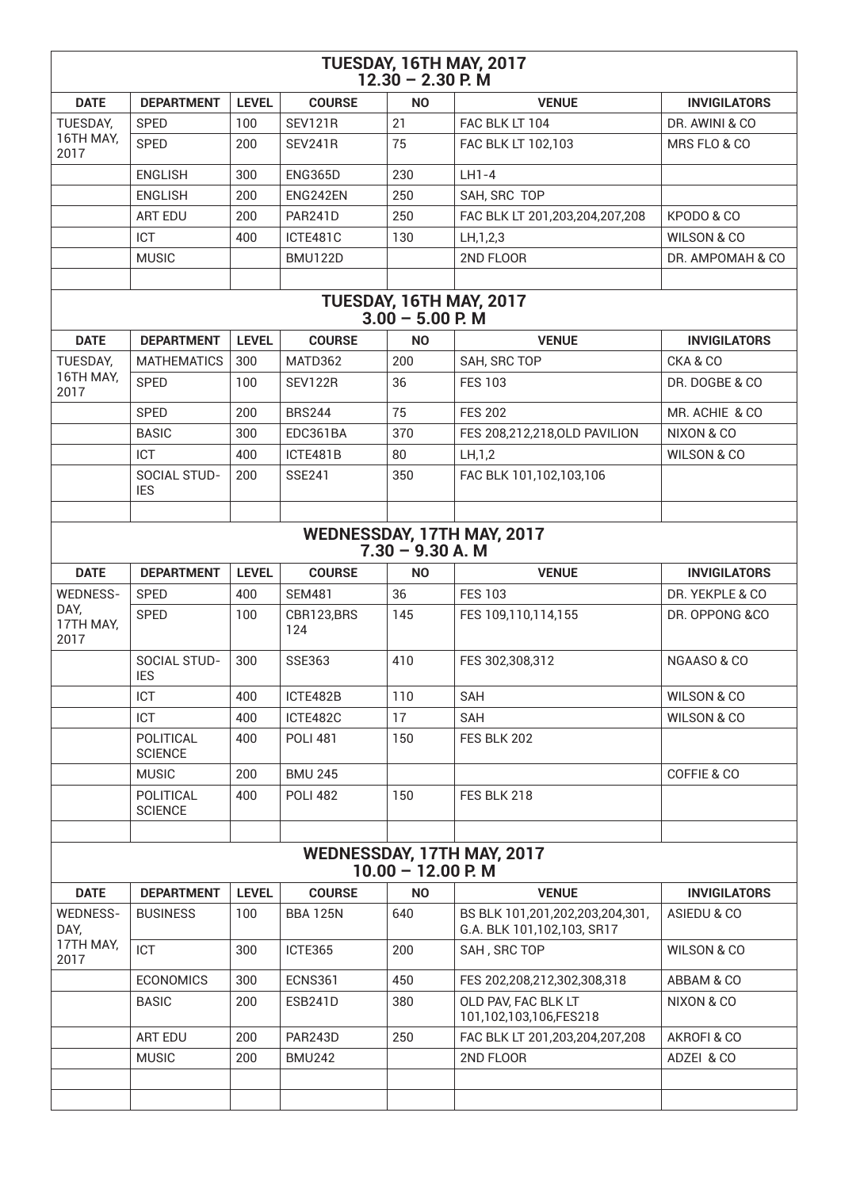## TUESDAY, 16TH MAY, 2017
## 12.30 – 2.30 P. M

| DATE | DEPARTMENT | LEVEL | COURSE | NO | VENUE | INVIGILATORS |
|---|---|---|---|---|---|---|
| TUESDAY, 16TH MAY, 2017 | SPED | 100 | SEV121R | 21 | FAC BLK LT 104 | DR. AWINI & CO |
| | SPED | 200 | SEV241R | 75 | FAC BLK LT 102,103 | MRS FLO & CO |
| | ENGLISH | 300 | ENG365D | 230 | LH1-4 | |
| | ENGLISH | 200 | ENG242EN | 250 | SAH, SRC TOP | |
| | ART EDU | 200 | PAR241D | 250 | FAC BLK LT 201,203,204,207,208 | KPODO & CO |
| | ICT | 400 | ICTE481C | 130 | LH,1,2,3 | WILSON & CO |
| | MUSIC | | BMU122D | | 2ND FLOOR | DR. AMPOMAH & CO |
| | | | | | | |

## TUESDAY, 16TH MAY, 2017
## 3.00 – 5.00 P. M

| DATE | DEPARTMENT | LEVEL | COURSE | NO | VENUE | INVIGILATORS |
|---|---|---|---|---|---|---|
| TUESDAY, 16TH MAY, 2017 | MATHEMATICS | 300 | MATD362 | 200 | SAH, SRC TOP | CKA & CO |
| | SPED | 100 | SEV122R | 36 | FES 103 | DR. DOGBE & CO |
| | SPED | 200 | BRS244 | 75 | FES 202 | MR. ACHIE & CO |
| | BASIC | 300 | EDC361BA | 370 | FES 208,212,218,OLD PAVILION | NIXON & CO |
| | ICT | 400 | ICTE481B | 80 | LH,1,2 | WILSON & CO |
| | SOCIAL STUDIES | 200 | SSE241 | 350 | FAC BLK 101,102,103,106 | |
| | | | | | | |

## WEDNESSDAY, 17TH MAY, 2017
## 7.30 – 9.30 A. M

| DATE | DEPARTMENT | LEVEL | COURSE | NO | VENUE | INVIGILATORS |
|---|---|---|---|---|---|---|
| WEDNESDAY, 17TH MAY, 2017 | SPED | 400 | SEM481 | 36 | FES 103 | DR. YEKPLE & CO |
| | SPED | 100 | CBR123,BRS 124 | 145 | FES 109,110,114,155 | DR. OPPONG &CO |
| | SOCIAL STUDIES | 300 | SSE363 | 410 | FES 302,308,312 | NGAASO & CO |
| | ICT | 400 | ICTE482B | 110 | SAH | WILSON & CO |
| | ICT | 400 | ICTE482C | 17 | SAH | WILSON & CO |
| | POLITICAL SCIENCE | 400 | POLI 481 | 150 | FES BLK 202 | |
| | MUSIC | 200 | BMU 245 | | | COFFIE & CO |
| | POLITICAL SCIENCE | 400 | POLI 482 | 150 | FES BLK 218 | |
| | | | | | | |

## WEDNESSDAY, 17TH MAY, 2017
## 10.00 – 12.00 P. M

| DATE | DEPARTMENT | LEVEL | COURSE | NO | VENUE | INVIGILATORS |
|---|---|---|---|---|---|---|
| WEDNESDAY, 17TH MAY, 2017 | BUSINESS | 100 | BBA 125N | 640 | BS BLK 101,201,202,203,204,301, G.A. BLK 101,102,103, SR17 | ASIEDU & CO |
| | ICT | 300 | ICTE365 | 200 | SAH , SRC TOP | WILSON & CO |
| | ECONOMICS | 300 | ECNS361 | 450 | FES 202,208,212,302,308,318 | ABBAM & CO |
| | BASIC | 200 | ESB241D | 380 | OLD PAV, FAC BLK LT 101,102,103,106,FES218 | NIXON & CO |
| | ART EDU | 200 | PAR243D | 250 | FAC BLK LT 201,203,204,207,208 | AKROFI & CO |
| | MUSIC | 200 | BMU242 | | 2ND FLOOR | ADZEI & CO |
| | | | | | | |
| | | | | | | |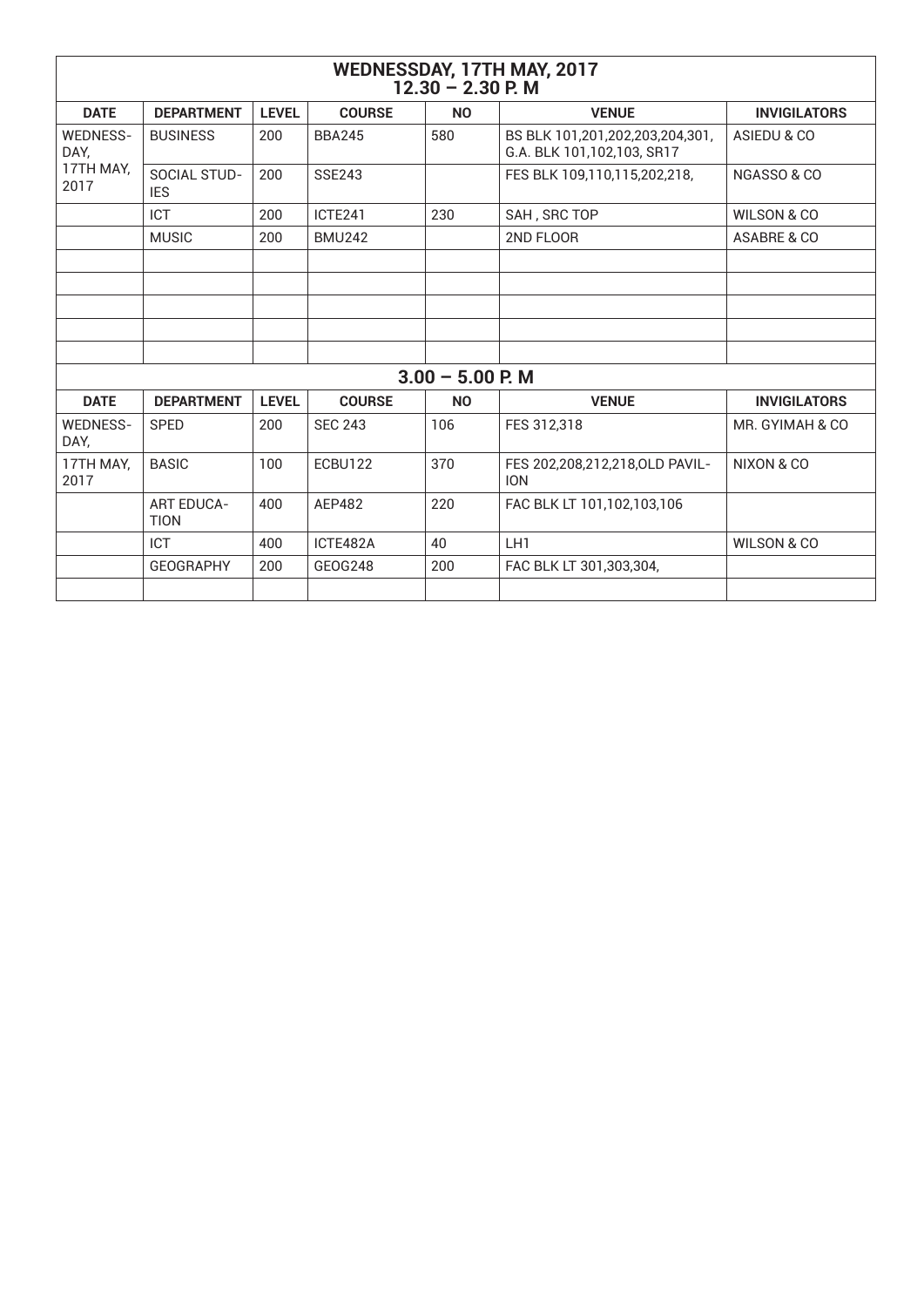## WEDNESSDAY, 17TH MAY, 2017

### 12.30 – 2.30 P. M

| DATE | DEPARTMENT | LEVEL | COURSE | NO | VENUE | INVIGILATORS |
|---|---|---|---|---|---|---|
| WEDNESS-DAY, | BUSINESS | 200 | BBA245 | 580 | BS BLK 101,201,202,203,204,301, G.A. BLK 101,102,103, SR17 | ASIEDU & CO |
| 17TH MAY, 2017 | SOCIAL STUD-IES | 200 | SSE243 | | FES BLK 109,110,115,202,218, | NGASSO & CO |
| | ICT | 200 | ICTE241 | 230 | SAH , SRC TOP | WILSON & CO |
| | MUSIC | 200 | BMU242 | | 2ND FLOOR | ASABRE & CO |
| | | | | | | |
| | | | | | | |
| | | | | | | |
| | | | | | | |
| | | | | | | |

### 3.00 – 5.00 P. M

| DATE | DEPARTMENT | LEVEL | COURSE | NO | VENUE | INVIGILATORS |
|---|---|---|---|---|---|---|
| WEDNESS-DAY, | SPED | 200 | SEC 243 | 106 | FES 312,318 | MR. GYIMAH & CO |
| 17TH MAY, 2017 | BASIC | 100 | ECBU122 | 370 | FES 202,208,212,218,OLD PAVIL-ION | NIXON & CO |
| | ART EDUCA-TION | 400 | AEP482 | 220 | FAC BLK LT 101,102,103,106 | |
| | ICT | 400 | ICTE482A | 40 | LH1 | WILSON & CO |
| | GEOGRAPHY | 200 | GEOG248 | 200 | FAC BLK LT 301,303,304, | |
| | | | | | | |